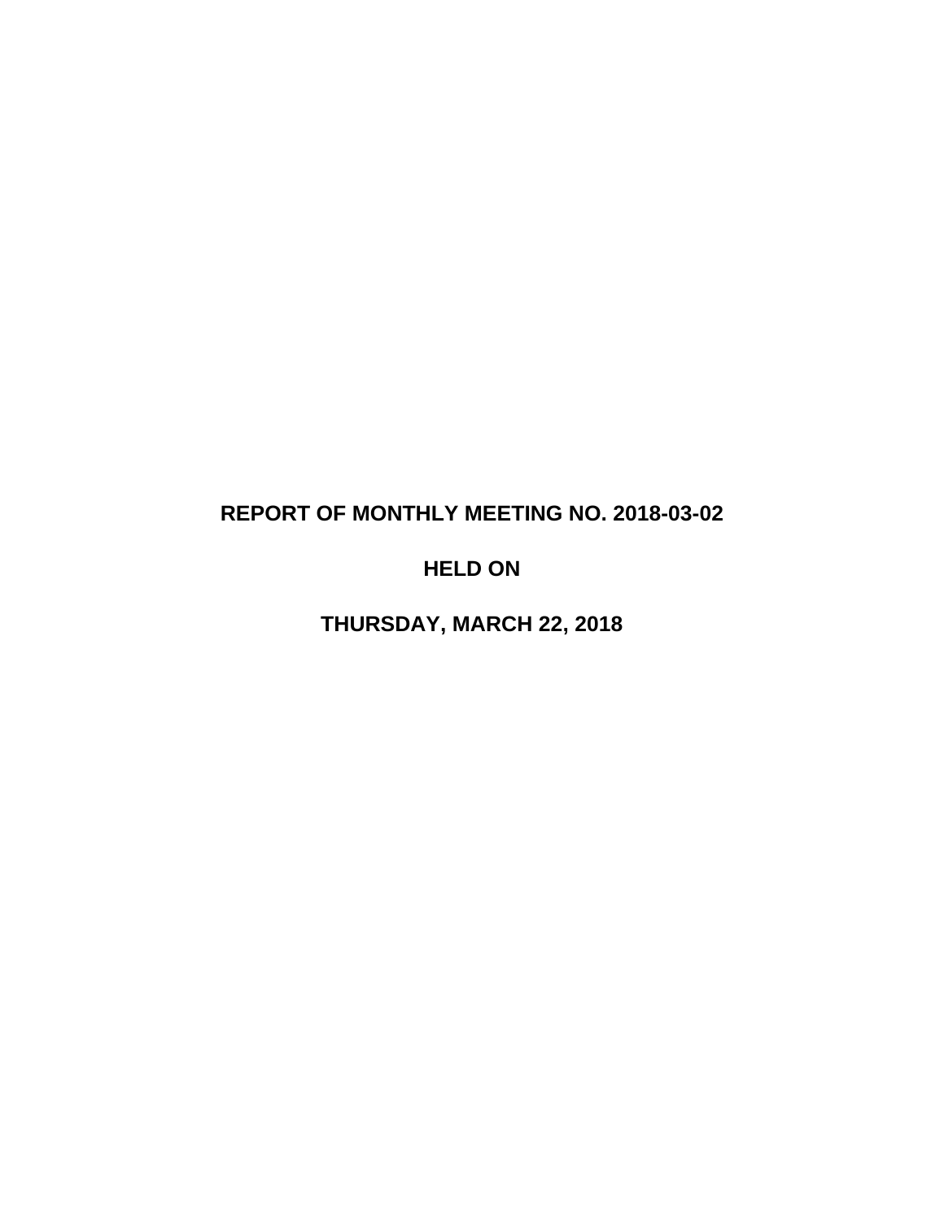# REPORT OF MONTHLY MEETING NO. 2018-03-02

# HELD ON

# THURSDAY, MARCH 22, 2018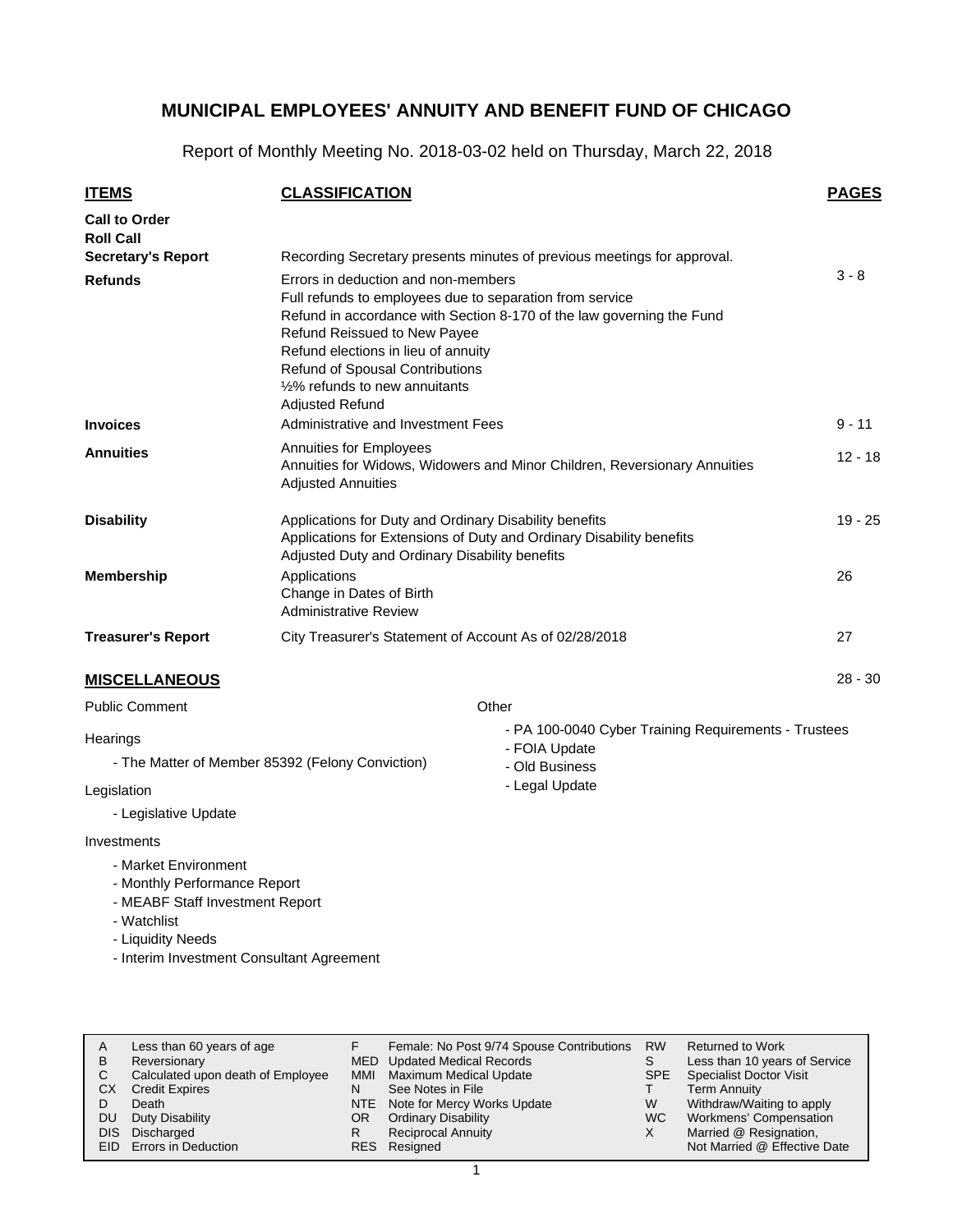# MUNICIPAL EMPLOYEES' ANNUITY AND BENEFIT FUND OF CHICAGO

Report of Monthly Meeting No. 2018-03-02 held on Thursday, March 22, 2018

| ITEMS | CLASSIFICATION | PAGES |
|---|---|---|
| **Call to Order** | | |
| **Roll Call** | | |
| **Secretary's Report** | Recording Secretary presents minutes of previous meetings for approval. | |
| **Refunds** | Errors in deduction and non-members<br>Full refunds to employees due to separation from service<br>Refund in accordance with Section 8-170 of the law governing the Fund<br>Refund Reissued to New Payee<br>Refund elections in lieu of annuity<br>Refund of Spousal Contributions<br>½% refunds to new annuitants<br>Adjusted Refund | 3 - 8 |
| **Invoices** | Administrative and Investment Fees | 9 - 11 |
| **Annuities** | Annuities for Employees<br>Annuities for Widows, Widowers and Minor Children, Reversionary Annuities<br>Adjusted Annuities | 12 - 18 |
| **Disability** | Applications for Duty and Ordinary Disability benefits<br>Applications for Extensions of Duty and Ordinary Disability benefits<br>Adjusted Duty and Ordinary Disability benefits | 19 - 25 |
| **Membership** | Applications<br>Change in Dates of Birth<br>Administrative Review | 26 |
| **Treasurer's Report** | City Treasurer's Statement of Account As of 02/28/2018 | 27 |

## MISCELLANEOUS 28 - 30

Public Comment

Hearings

- The Matter of Member 85392 (Felony Conviction)

Legislation

- Legislative Update

Investments

- Market Environment
- Monthly Performance Report
- MEABF Staff Investment Report
- Watchlist
- Liquidity Needs
- Interim Investment Consultant Agreement

Other

- PA 100-0040 Cyber Training Requirements - Trustees
- FOIA Update
- Old Business
- Legal Update

| | | | | | |
|---|---|---|---|---|---|
| A | Less than 60 years of age | F | Female: No Post 9/74 Spouse Contributions | RW | Returned to Work |
| B | Reversionary | MED | Updated Medical Records | S | Less than 10 years of Service |
| C | Calculated upon death of Employee | MMI | Maximum Medical Update | SPE | Specialist Doctor Visit |
| CX | Credit Expires | N | See Notes in File | T | Term Annuity |
| D | Death | NTE | Note for Mercy Works Update | W | Withdraw/Waiting to apply |
| DU | Duty Disability | OR | Ordinary Disability | WC | Workmens' Compensation |
| DIS | Discharged | R | Reciprocal Annuity | X | Married @ Resignation, Not Married @ Effective Date |
| EID | Errors in Deduction | RES | Resigned | | |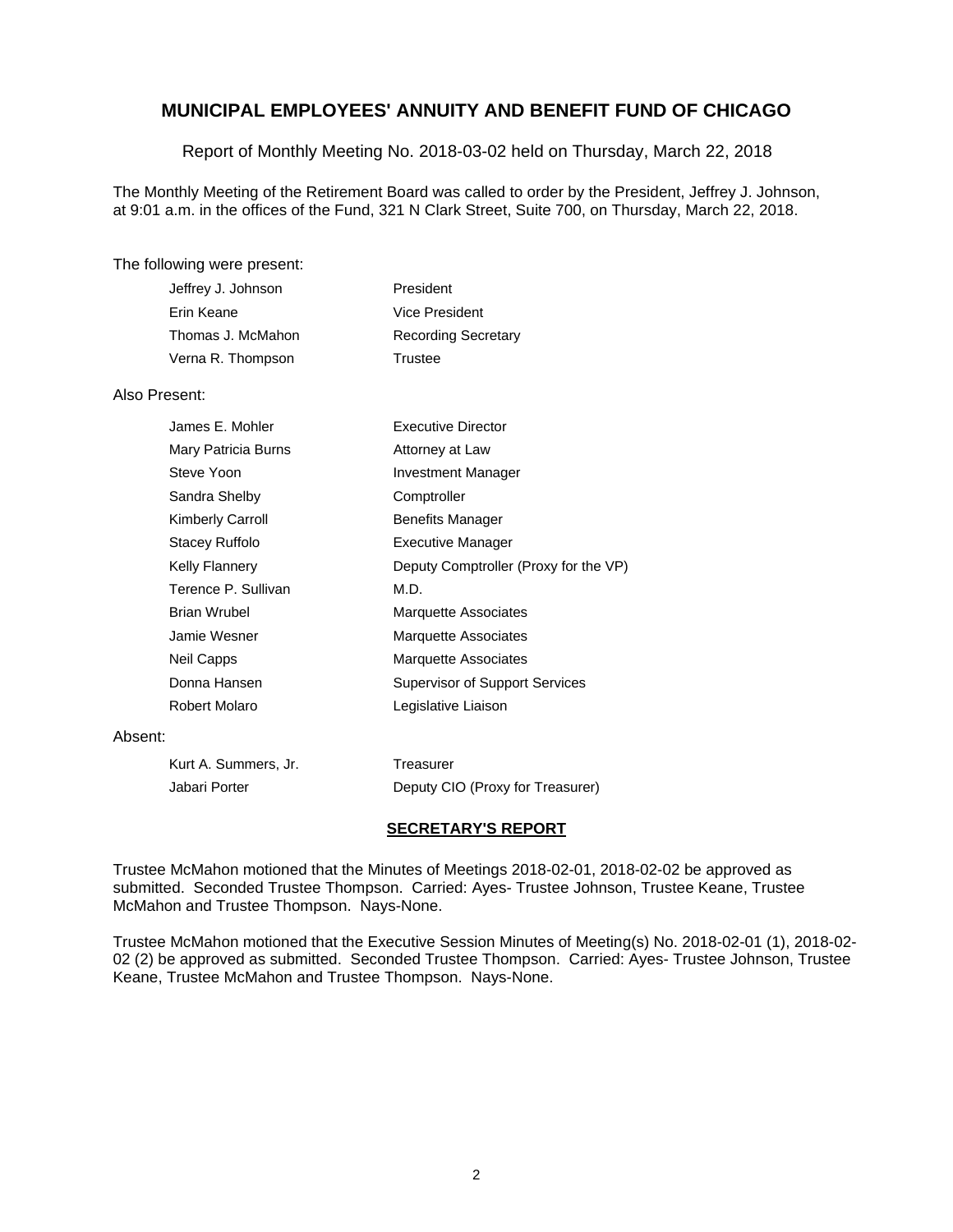# MUNICIPAL EMPLOYEES' ANNUITY AND BENEFIT FUND OF CHICAGO

Report of Monthly Meeting No. 2018-03-02 held on Thursday, March 22, 2018

The Monthly Meeting of the Retirement Board was called to order by the President, Jeffrey J. Johnson, at 9:01 a.m. in the offices of the Fund, 321 N Clark Street, Suite 700, on Thursday, March 22, 2018.

The following were present:

| | |
|---|---|
| Jeffrey J. Johnson | President |
| Erin Keane | Vice President |
| Thomas J. McMahon | Recording Secretary |
| Verna R. Thompson | Trustee |

Also Present:

| | |
|---|---|
| James E. Mohler | Executive Director |
| Mary Patricia Burns | Attorney at Law |
| Steve Yoon | Investment Manager |
| Sandra Shelby | Comptroller |
| Kimberly Carroll | Benefits Manager |
| Stacey Ruffolo | Executive Manager |
| Kelly Flannery | Deputy Comptroller (Proxy for the VP) |
| Terence P. Sullivan | M.D. |
| Brian Wrubel | Marquette Associates |
| Jamie Wesner | Marquette Associates |
| Neil Capps | Marquette Associates |
| Donna Hansen | Supervisor of Support Services |
| Robert Molaro | Legislative Liaison |

Absent:

| | |
|---|---|
| Kurt A. Summers, Jr. | Treasurer |
| Jabari Porter | Deputy CIO (Proxy for Treasurer) |

## SECRETARY'S REPORT

Trustee McMahon motioned that the Minutes of Meetings 2018-02-01, 2018-02-02 be approved as submitted. Seconded Trustee Thompson. Carried: Ayes- Trustee Johnson, Trustee Keane, Trustee McMahon and Trustee Thompson. Nays-None.

Trustee McMahon motioned that the Executive Session Minutes of Meeting(s) No. 2018-02-01 (1), 2018-02-02 (2) be approved as submitted. Seconded Trustee Thompson. Carried: Ayes- Trustee Johnson, Trustee Keane, Trustee McMahon and Trustee Thompson. Nays-None.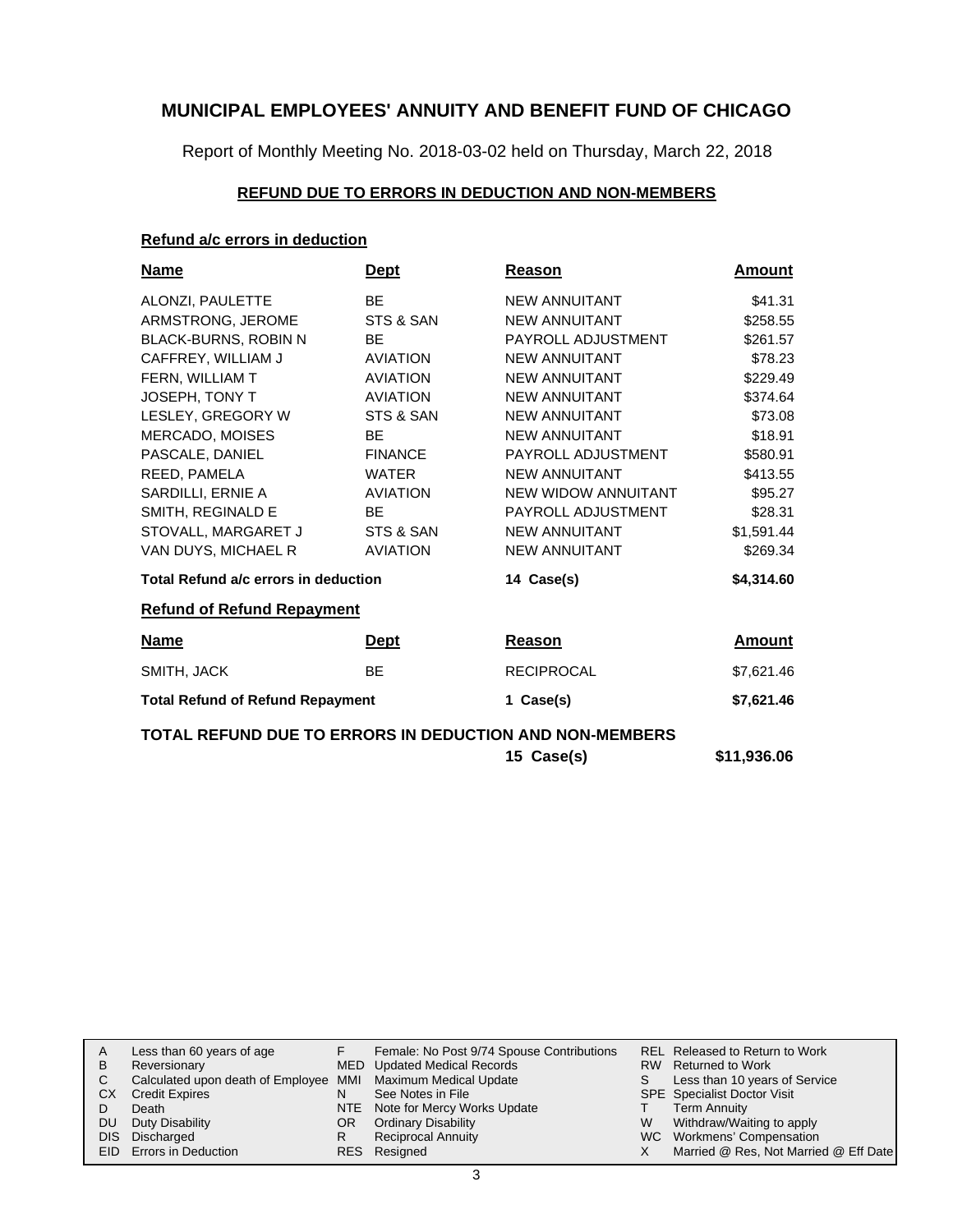# MUNICIPAL EMPLOYEES' ANNUITY AND BENEFIT FUND OF CHICAGO

Report of Monthly Meeting No. 2018-03-02 held on Thursday, March 22, 2018

## REFUND DUE TO ERRORS IN DEDUCTION AND NON-MEMBERS

### Refund a/c errors in deduction

| Name | Dept | Reason | Amount |
|---|---|---|---|
| ALONZI, PAULETTE | BE | NEW ANNUITANT | $41.31 |
| ARMSTRONG, JEROME | STS & SAN | NEW ANNUITANT | $258.55 |
| BLACK-BURNS, ROBIN N | BE | PAYROLL ADJUSTMENT | $261.57 |
| CAFFREY, WILLIAM J | AVIATION | NEW ANNUITANT | $78.23 |
| FERN, WILLIAM T | AVIATION | NEW ANNUITANT | $229.49 |
| JOSEPH, TONY T | AVIATION | NEW ANNUITANT | $374.64 |
| LESLEY, GREGORY W | STS & SAN | NEW ANNUITANT | $73.08 |
| MERCADO, MOISES | BE | NEW ANNUITANT | $18.91 |
| PASCALE, DANIEL | FINANCE | PAYROLL ADJUSTMENT | $580.91 |
| REED, PAMELA | WATER | NEW ANNUITANT | $413.55 |
| SARDILLI, ERNIE A | AVIATION | NEW WIDOW ANNUITANT | $95.27 |
| SMITH, REGINALD E | BE | PAYROLL ADJUSTMENT | $28.31 |
| STOVALL, MARGARET J | STS & SAN | NEW ANNUITANT | $1,591.44 |
| VAN DUYS, MICHAEL R | AVIATION | NEW ANNUITANT | $269.34 |
| **Total Refund a/c errors in deduction** | | **14 Case(s)** | **$4,314.60** |

### Refund of Refund Repayment

| Name | Dept | Reason | Amount |
|---|---|---|---|
| SMITH, JACK | BE | RECIPROCAL | $7,621.46 |
| **Total Refund of Refund Repayment** | | **1 Case(s)** | **$7,621.46** |

**TOTAL REFUND DUE TO ERRORS IN DEDUCTION AND NON-MEMBERS** **15 Case(s)** **$11,936.06**

| | | | | | |
|---|---|---|---|---|---|
| A | Less than 60 years of age | F | Female: No Post 9/74 Spouse Contributions | REL | Released to Return to Work |
| B | Reversionary | MED | Updated Medical Records | RW | Returned to Work |
| C | Calculated upon death of Employee | MMI | Maximum Medical Update | S | Less than 10 years of Service |
| CX | Credit Expires | N | See Notes in File | SPE | Specialist Doctor Visit |
| D | Death | NTE | Note for Mercy Works Update | T | Term Annuity |
| DU | Duty Disability | OR | Ordinary Disability | W | Withdraw/Waiting to apply |
| DIS | Discharged | R | Reciprocal Annuity | WC | Workmens' Compensation |
| EID | Errors in Deduction | RES | Resigned | X | Married @ Res, Not Married @ Eff Date |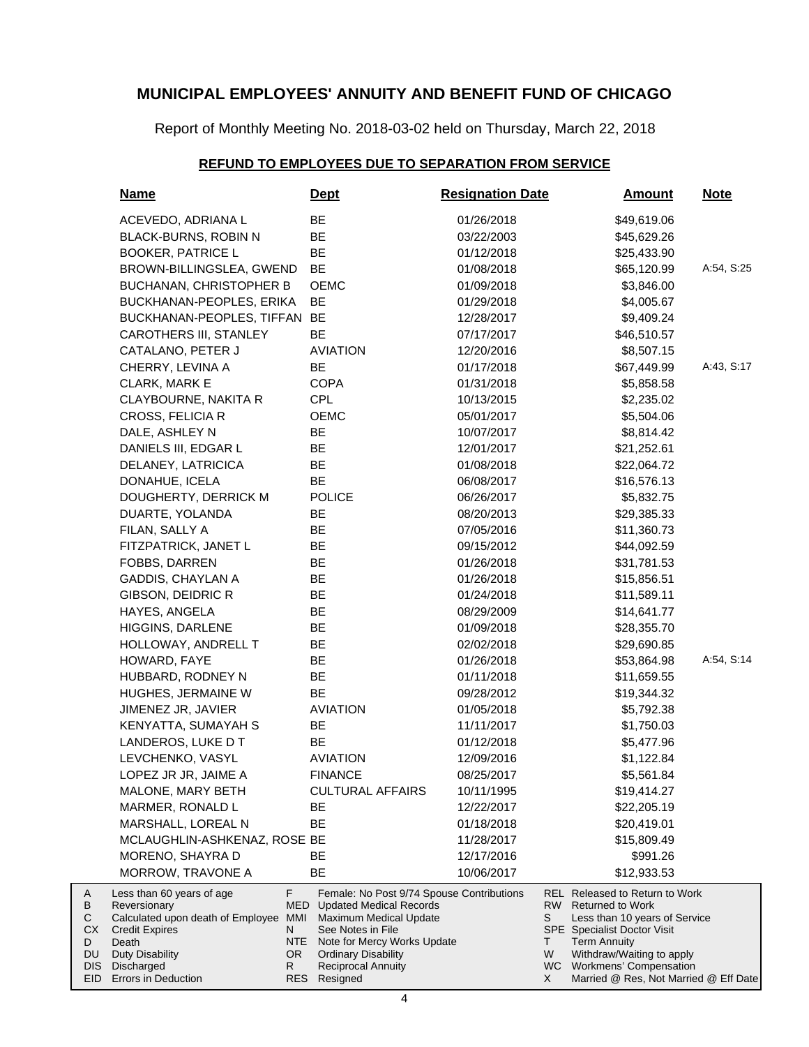# MUNICIPAL EMPLOYEES' ANNUITY AND BENEFIT FUND OF CHICAGO

Report of Monthly Meeting No. 2018-03-02 held on Thursday, March 22, 2018

## REFUND TO EMPLOYEES DUE TO SEPARATION FROM SERVICE

| Name | Dept | Resignation Date | Amount | Note |
|---|---|---|---|---|
| ACEVEDO, ADRIANA L | BE | 01/26/2018 | $49,619.06 | |
| BLACK-BURNS, ROBIN N | BE | 03/22/2003 | $45,629.26 | |
| BOOKER, PATRICE L | BE | 01/12/2018 | $25,433.90 | |
| BROWN-BILLINGSLEA, GWEND | BE | 01/08/2018 | $65,120.99 | A:54, S:25 |
| BUCHANAN, CHRISTOPHER B | OEMC | 01/09/2018 | $3,846.00 | |
| BUCKHANAN-PEOPLES, ERIKA | BE | 01/29/2018 | $4,005.67 | |
| BUCKHANAN-PEOPLES, TIFFAN | BE | 12/28/2017 | $9,409.24 | |
| CAROTHERS III, STANLEY | BE | 07/17/2017 | $46,510.57 | |
| CATALANO, PETER J | AVIATION | 12/20/2016 | $8,507.15 | |
| CHERRY, LEVINA A | BE | 01/17/2018 | $67,449.99 | A:43, S:17 |
| CLARK, MARK E | COPA | 01/31/2018 | $5,858.58 | |
| CLAYBOURNE, NAKITA R | CPL | 10/13/2015 | $2,235.02 | |
| CROSS, FELICIA R | OEMC | 05/01/2017 | $5,504.06 | |
| DALE, ASHLEY N | BE | 10/07/2017 | $8,814.42 | |
| DANIELS III, EDGAR L | BE | 12/01/2017 | $21,252.61 | |
| DELANEY, LATRICICA | BE | 01/08/2018 | $22,064.72 | |
| DONAHUE, ICELA | BE | 06/08/2017 | $16,576.13 | |
| DOUGHERTY, DERRICK M | POLICE | 06/26/2017 | $5,832.75 | |
| DUARTE, YOLANDA | BE | 08/20/2013 | $29,385.33 | |
| FILAN, SALLY A | BE | 07/05/2016 | $11,360.73 | |
| FITZPATRICK, JANET L | BE | 09/15/2012 | $44,092.59 | |
| FOBBS, DARREN | BE | 01/26/2018 | $31,781.53 | |
| GADDIS, CHAYLAN A | BE | 01/26/2018 | $15,856.51 | |
| GIBSON, DEIDRIC R | BE | 01/24/2018 | $11,589.11 | |
| HAYES, ANGELA | BE | 08/29/2009 | $14,641.77 | |
| HIGGINS, DARLENE | BE | 01/09/2018 | $28,355.70 | |
| HOLLOWAY, ANDRELL T | BE | 02/02/2018 | $29,690.85 | |
| HOWARD, FAYE | BE | 01/26/2018 | $53,864.98 | A:54, S:14 |
| HUBBARD, RODNEY N | BE | 01/11/2018 | $11,659.55 | |
| HUGHES, JERMAINE W | BE | 09/28/2012 | $19,344.32 | |
| JIMENEZ JR, JAVIER | AVIATION | 01/05/2018 | $5,792.38 | |
| KENYATTA, SUMAYAH S | BE | 11/11/2017 | $1,750.03 | |
| LANDEROS, LUKE D T | BE | 01/12/2018 | $5,477.96 | |
| LEVCHENKO, VASYL | AVIATION | 12/09/2016 | $1,122.84 | |
| LOPEZ JR JR, JAIME A | FINANCE | 08/25/2017 | $5,561.84 | |
| MALONE, MARY BETH | CULTURAL AFFAIRS | 10/11/1995 | $19,414.27 | |
| MARMER, RONALD L | BE | 12/22/2017 | $22,205.19 | |
| MARSHALL, LOREAL N | BE | 01/18/2018 | $20,419.01 | |
| MCLAUGHLIN-ASHKENAZ, ROSE | BE | 11/28/2017 | $15,809.49 | |
| MORENO, SHAYRA D | BE | 12/17/2016 | $991.26 | |
| MORROW, TRAVONE A | BE | 10/06/2017 | $12,933.53 | |

| Code | Description | Code | Description | Code | Description |
|---|---|---|---|---|---|
| A | Less than 60 years of age | F | Female: No Post 9/74 Spouse Contributions | REL | Released to Return to Work |
| B | Reversionary | MED | Updated Medical Records | RW | Returned to Work |
| C | Calculated upon death of Employee | MMI | Maximum Medical Update | S | Less than 10 years of Service |
| CX | Credit Expires | N | See Notes in File | SPE | Specialist Doctor Visit |
| D | Death | NTE | Note for Mercy Works Update | T | Term Annuity |
| DU | Duty Disability | OR | Ordinary Disability | W | Withdraw/Waiting to apply |
| DIS | Discharged | R | Reciprocal Annuity | WC | Workmens' Compensation |
| EID | Errors in Deduction | RES | Resigned | X | Married @ Res, Not Married @ Eff Date |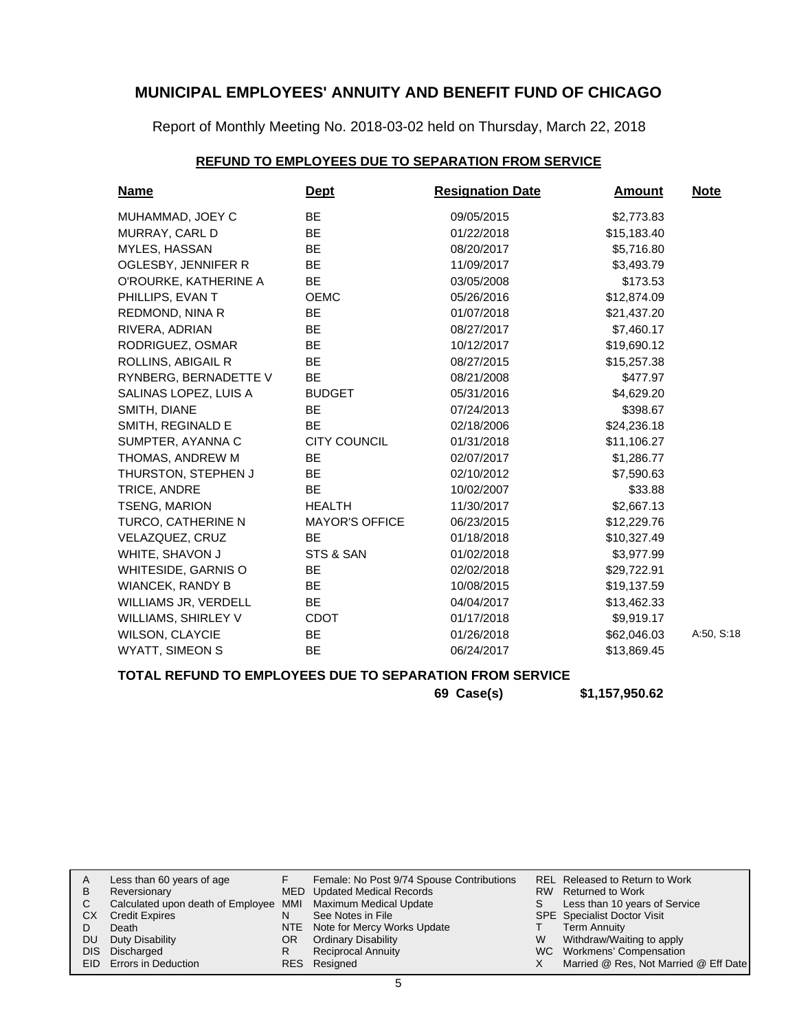# MUNICIPAL EMPLOYEES' ANNUITY AND BENEFIT FUND OF CHICAGO

Report of Monthly Meeting No. 2018-03-02 held on Thursday, March 22, 2018

## REFUND TO EMPLOYEES DUE TO SEPARATION FROM SERVICE

| Name | Dept | Resignation Date | Amount | Note |
|---|---|---|---|---|
| MUHAMMAD, JOEY C | BE | 09/05/2015 | $2,773.83 | |
| MURRAY, CARL D | BE | 01/22/2018 | $15,183.40 | |
| MYLES, HASSAN | BE | 08/20/2017 | $5,716.80 | |
| OGLESBY, JENNIFER R | BE | 11/09/2017 | $3,493.79 | |
| O'ROURKE, KATHERINE A | BE | 03/05/2008 | $173.53 | |
| PHILLIPS, EVAN T | OEMC | 05/26/2016 | $12,874.09 | |
| REDMOND, NINA R | BE | 01/07/2018 | $21,437.20 | |
| RIVERA, ADRIAN | BE | 08/27/2017 | $7,460.17 | |
| RODRIGUEZ, OSMAR | BE | 10/12/2017 | $19,690.12 | |
| ROLLINS, ABIGAIL R | BE | 08/27/2015 | $15,257.38 | |
| RYNBERG, BERNADETTE V | BE | 08/21/2008 | $477.97 | |
| SALINAS LOPEZ, LUIS A | BUDGET | 05/31/2016 | $4,629.20 | |
| SMITH, DIANE | BE | 07/24/2013 | $398.67 | |
| SMITH, REGINALD E | BE | 02/18/2006 | $24,236.18 | |
| SUMPTER, AYANNA C | CITY COUNCIL | 01/31/2018 | $11,106.27 | |
| THOMAS, ANDREW M | BE | 02/07/2017 | $1,286.77 | |
| THURSTON, STEPHEN J | BE | 02/10/2012 | $7,590.63 | |
| TRICE, ANDRE | BE | 10/02/2007 | $33.88 | |
| TSENG, MARION | HEALTH | 11/30/2017 | $2,667.13 | |
| TURCO, CATHERINE N | MAYOR'S OFFICE | 06/23/2015 | $12,229.76 | |
| VELAZQUEZ, CRUZ | BE | 01/18/2018 | $10,327.49 | |
| WHITE, SHAVON J | STS & SAN | 01/02/2018 | $3,977.99 | |
| WHITESIDE, GARNIS O | BE | 02/02/2018 | $29,722.91 | |
| WIANCEK, RANDY B | BE | 10/08/2015 | $19,137.59 | |
| WILLIAMS JR, VERDELL | BE | 04/04/2017 | $13,462.33 | |
| WILLIAMS, SHIRLEY V | CDOT | 01/17/2018 | $9,919.17 | |
| WILSON, CLAYCIE | BE | 01/26/2018 | $62,046.03 | A:50, S:18 |
| WYATT, SIMEON S | BE | 06/24/2017 | $13,869.45 | |

**TOTAL REFUND TO EMPLOYEES DUE TO SEPARATION FROM SERVICE**

**69 Case(s) $1,157,950.62**

| | | | | | |
|---|---|---|---|---|---|
| A | Less than 60 years of age | F | Female: No Post 9/74 Spouse Contributions | REL | Released to Return to Work |
| B | Reversionary | MED | Updated Medical Records | RW | Returned to Work |
| C | Calculated upon death of Employee | MMI | Maximum Medical Update | S | Less than 10 years of Service |
| CX | Credit Expires | N | See Notes in File | SPE | Specialist Doctor Visit |
| D | Death | NTE | Note for Mercy Works Update | T | Term Annuity |
| DU | Duty Disability | OR | Ordinary Disability | W | Withdraw/Waiting to apply |
| DIS | Discharged | R | Reciprocal Annuity | WC | Workmens' Compensation |
| EID | Errors in Deduction | RES | Resigned | X | Married @ Res, Not Married @ Eff Date |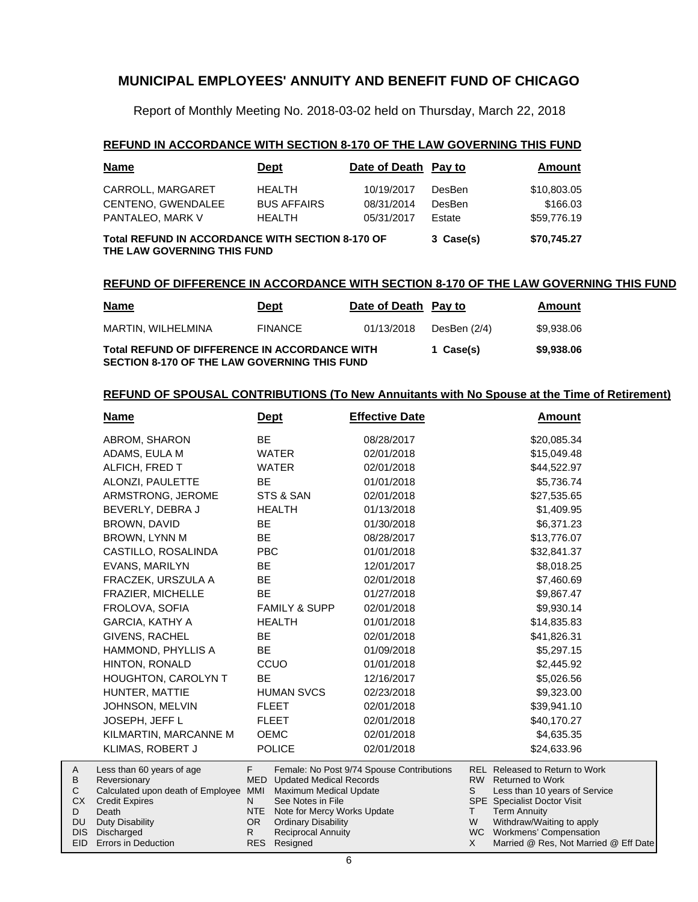# MUNICIPAL EMPLOYEES' ANNUITY AND BENEFIT FUND OF CHICAGO

Report of Monthly Meeting No. 2018-03-02 held on Thursday, March 22, 2018

## REFUND IN ACCORDANCE WITH SECTION 8-170 OF THE LAW GOVERNING THIS FUND

| Name | Dept | Date of Death | Pay to | Amount |
|---|---|---|---|---|
| CARROLL, MARGARET | HEALTH | 10/19/2017 | DesBen | $10,803.05 |
| CENTENO, GWENDALEE | BUS AFFAIRS | 08/31/2014 | DesBen | $166.03 |
| PANTALEO, MARK V | HEALTH | 05/31/2017 | Estate | $59,776.19 |
| **Total REFUND IN ACCORDANCE WITH SECTION 8-170 OF THE LAW GOVERNING THIS FUND** | | | **3 Case(s)** | **$70,745.27** |

## REFUND OF DIFFERENCE IN ACCORDANCE WITH SECTION 8-170 OF THE LAW GOVERNING THIS FUND

| Name | Dept | Date of Death | Pay to | Amount |
|---|---|---|---|---|
| MARTIN, WILHELMINA | FINANCE | 01/13/2018 | DesBen (2/4) | $9,938.06 |
| **Total REFUND OF DIFFERENCE IN ACCORDANCE WITH SECTION 8-170 OF THE LAW GOVERNING THIS FUND** | | | **1 Case(s)** | **$9,938.06** |

## REFUND OF SPOUSAL CONTRIBUTIONS (To New Annuitants with No Spouse at the Time of Retirement)

| Name | Dept | Effective Date | Amount |
|---|---|---|---|
| ABROM, SHARON | BE | 08/28/2017 | $20,085.34 |
| ADAMS, EULA M | WATER | 02/01/2018 | $15,049.48 |
| ALFICH, FRED T | WATER | 02/01/2018 | $44,522.97 |
| ALONZI, PAULETTE | BE | 01/01/2018 | $5,736.74 |
| ARMSTRONG, JEROME | STS & SAN | 02/01/2018 | $27,535.65 |
| BEVERLY, DEBRA J | HEALTH | 01/13/2018 | $1,409.95 |
| BROWN, DAVID | BE | 01/30/2018 | $6,371.23 |
| BROWN, LYNN M | BE | 08/28/2017 | $13,776.07 |
| CASTILLO, ROSALINDA | PBC | 01/01/2018 | $32,841.37 |
| EVANS, MARILYN | BE | 12/01/2017 | $8,018.25 |
| FRACZEK, URSZULA A | BE | 02/01/2018 | $7,460.69 |
| FRAZIER, MICHELLE | BE | 01/27/2018 | $9,867.47 |
| FROLOVA, SOFIA | FAMILY & SUPP | 02/01/2018 | $9,930.14 |
| GARCIA, KATHY A | HEALTH | 01/01/2018 | $14,835.83 |
| GIVENS, RACHEL | BE | 02/01/2018 | $41,826.31 |
| HAMMOND, PHYLLIS A | BE | 01/09/2018 | $5,297.15 |
| HINTON, RONALD | CCUO | 01/01/2018 | $2,445.92 |
| HOUGHTON, CAROLYN T | BE | 12/16/2017 | $5,026.56 |
| HUNTER, MATTIE | HUMAN SVCS | 02/23/2018 | $9,323.00 |
| JOHNSON, MELVIN | FLEET | 02/01/2018 | $39,941.10 |
| JOSEPH, JEFF L | FLEET | 02/01/2018 | $40,170.27 |
| KILMARTIN, MARCANNE M | OEMC | 02/01/2018 | $4,635.35 |
| KLIMAS, ROBERT J | POLICE | 02/01/2018 | $24,633.96 |

| | | | | | |
|---|---|---|---|---|---|
| A | Less than 60 years of age | F | Female: No Post 9/74 Spouse Contributions | REL | Released to Return to Work |
| B | Reversionary | MED | Updated Medical Records | RW | Returned to Work |
| C | Calculated upon death of Employee | MMI | Maximum Medical Update | S | Less than 10 years of Service |
| CX | Credit Expires | N | See Notes in File | SPE | Specialist Doctor Visit |
| D | Death | NTE | Note for Mercy Works Update | T | Term Annuity |
| DU | Duty Disability | OR | Ordinary Disability | W | Withdraw/Waiting to apply |
| DIS | Discharged | R | Reciprocal Annuity | WC | Workmens' Compensation |
| EID | Errors in Deduction | RES | Resigned | X | Married @ Res, Not Married @ Eff Date |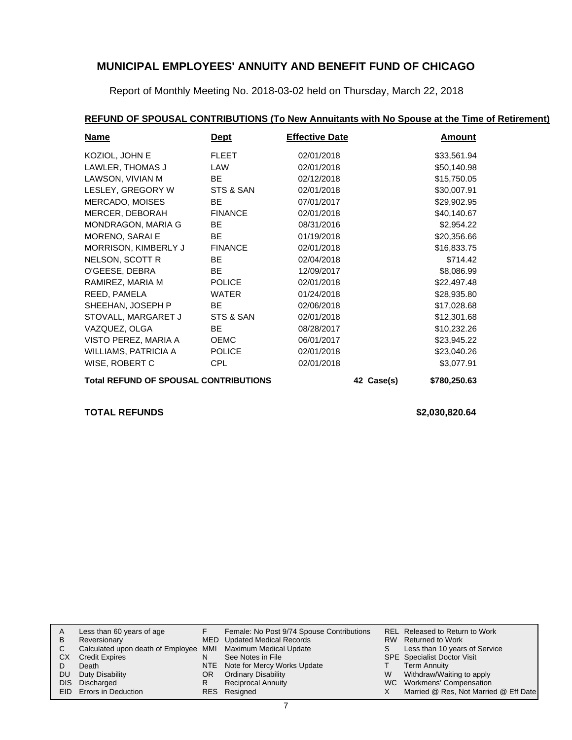# MUNICIPAL EMPLOYEES' ANNUITY AND BENEFIT FUND OF CHICAGO

Report of Monthly Meeting No. 2018-03-02 held on Thursday, March 22, 2018

## REFUND OF SPOUSAL CONTRIBUTIONS (To New Annuitants with No Spouse at the Time of Retirement)

| Name | Dept | Effective Date | | Amount |
|---|---|---|---|---|
| KOZIOL, JOHN E | FLEET | 02/01/2018 | | $33,561.94 |
| LAWLER, THOMAS J | LAW | 02/01/2018 | | $50,140.98 |
| LAWSON, VIVIAN M | BE | 02/12/2018 | | $15,750.05 |
| LESLEY, GREGORY W | STS & SAN | 02/01/2018 | | $30,007.91 |
| MERCADO, MOISES | BE | 07/01/2017 | | $29,902.95 |
| MERCER, DEBORAH | FINANCE | 02/01/2018 | | $40,140.67 |
| MONDRAGON, MARIA G | BE | 08/31/2016 | | $2,954.22 |
| MORENO, SARAI E | BE | 01/19/2018 | | $20,356.66 |
| MORRISON, KIMBERLY J | FINANCE | 02/01/2018 | | $16,833.75 |
| NELSON, SCOTT R | BE | 02/04/2018 | | $714.42 |
| O'GEESE, DEBRA | BE | 12/09/2017 | | $8,086.99 |
| RAMIREZ, MARIA M | POLICE | 02/01/2018 | | $22,497.48 |
| REED, PAMELA | WATER | 01/24/2018 | | $28,935.80 |
| SHEEHAN, JOSEPH P | BE | 02/06/2018 | | $17,028.68 |
| STOVALL, MARGARET J | STS & SAN | 02/01/2018 | | $12,301.68 |
| VAZQUEZ, OLGA | BE | 08/28/2017 | | $10,232.26 |
| VISTO PEREZ, MARIA A | OEMC | 06/01/2017 | | $23,945.22 |
| WILLIAMS, PATRICIA A | POLICE | 02/01/2018 | | $23,040.26 |
| WISE, ROBERT C | CPL | 02/01/2018 | | $3,077.91 |
| **Total REFUND OF SPOUSAL CONTRIBUTIONS** | | | **42 Case(s)** | **$780,250.63** |

**TOTAL REFUNDS** **$2,030,820.64**

| | | | | | |
|---|---|---|---|---|---|
| A | Less than 60 years of age | F | Female: No Post 9/74 Spouse Contributions | REL | Released to Return to Work |
| B | Reversionary | MED | Updated Medical Records | RW | Returned to Work |
| C | Calculated upon death of Employee | MMI | Maximum Medical Update | S | Less than 10 years of Service |
| CX | Credit Expires | N | See Notes in File | SPE | Specialist Doctor Visit |
| D | Death | NTE | Note for Mercy Works Update | T | Term Annuity |
| DU | Duty Disability | OR | Ordinary Disability | W | Withdraw/Waiting to apply |
| DIS | Discharged | R | Reciprocal Annuity | WC | Workmens' Compensation |
| EID | Errors in Deduction | RES | Resigned | X | Married @ Res, Not Married @ Eff Date |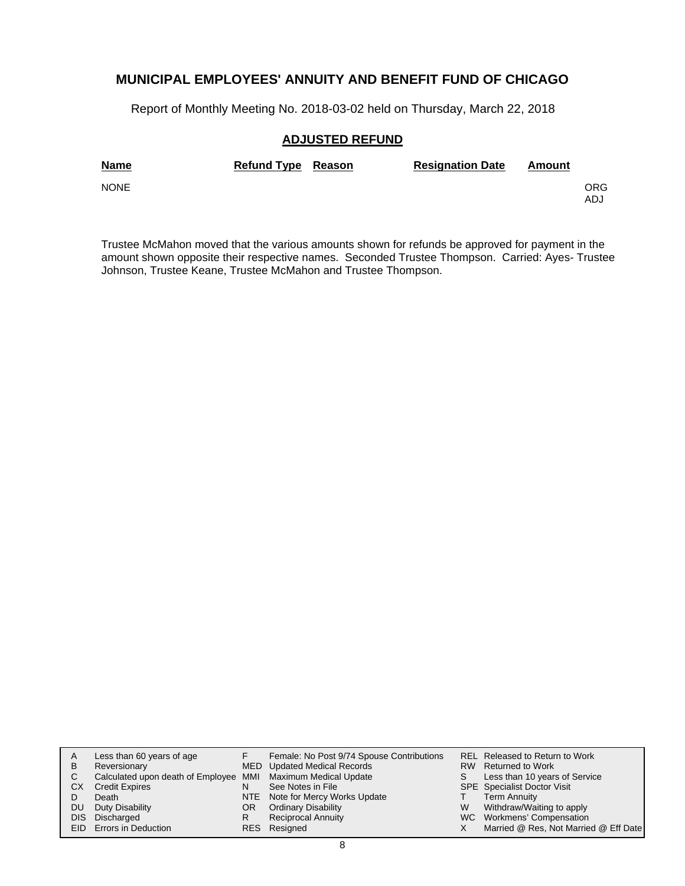## MUNICIPAL EMPLOYEES' ANNUITY AND BENEFIT FUND OF CHICAGO

Report of Monthly Meeting No. 2018-03-02 held on Thursday, March 22, 2018

### ADJUSTED REFUND

| Name | Refund Type | Reason | Resignation Date | Amount | |
|---|---|---|---|---|---|
| NONE | | | | | ORG ADJ |

Trustee McMahon moved that the various amounts shown for refunds be approved for payment in the amount shown opposite their respective names. Seconded Trustee Thompson. Carried: Ayes- Trustee Johnson, Trustee Keane, Trustee McMahon and Trustee Thompson.

| | | | | | |
|---|---|---|---|---|---|
| A | Less than 60 years of age | F | Female: No Post 9/74 Spouse Contributions | REL | Released to Return to Work |
| B | Reversionary | MED | Updated Medical Records | RW | Returned to Work |
| C | Calculated upon death of Employee | MMI | Maximum Medical Update | S | Less than 10 years of Service |
| CX | Credit Expires | N | See Notes in File | SPE | Specialist Doctor Visit |
| D | Death | NTE | Note for Mercy Works Update | T | Term Annuity |
| DU | Duty Disability | OR | Ordinary Disability | W | Withdraw/Waiting to apply |
| DIS | Discharged | R | Reciprocal Annuity | WC | Workmens' Compensation |
| EID | Errors in Deduction | RES | Resigned | X | Married @ Res, Not Married @ Eff Date |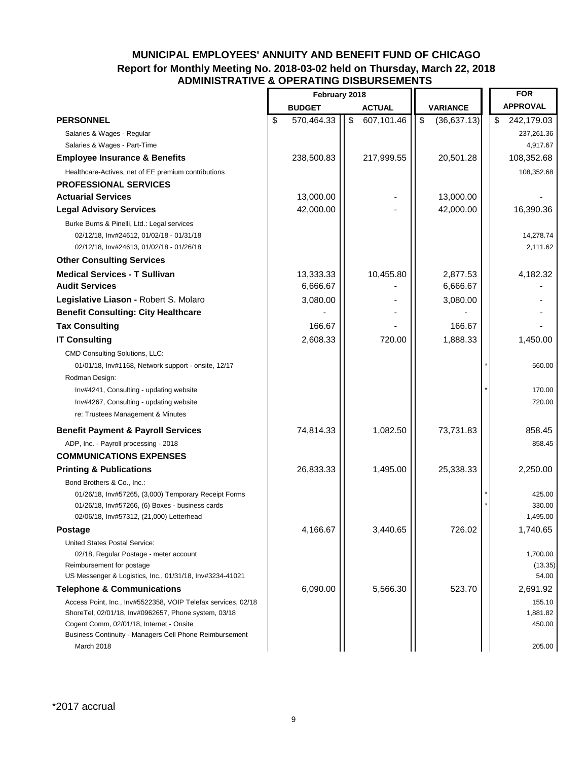# MUNICIPAL EMPLOYEES' ANNUITY AND BENEFIT FUND OF CHICAGO

## Report for Monthly Meeting No. 2018-03-02 held on Thursday, March 22, 2018

## ADMINISTRATIVE & OPERATING DISBURSEMENTS

| | February 2018 | | | | FOR |
|---|---|---|---|---|---|
| | BUDGET | ACTUAL | VARIANCE | | APPROVAL |
| **PERSONNEL** | $ 570,464.33 | $ 607,101.46 | $ (36,637.13) | | $ 242,179.03 |
| Salaries & Wages - Regular | | | | | 237,261.36 |
| Salaries & Wages - Part-Time | | | | | 4,917.67 |
| **Employee Insurance & Benefits** | 238,500.83 | 217,999.55 | 20,501.28 | | 108,352.68 |
| Healthcare-Actives, net of EE premium contributions | | | | | 108,352.68 |
| **PROFESSIONAL SERVICES** | | | | | |
| **Actuarial Services** | 13,000.00 | - | 13,000.00 | | - |
| **Legal Advisory Services** | 42,000.00 | - | 42,000.00 | | 16,390.36 |
| Burke Burns & Pinelli, Ltd.: Legal services | | | | | |
| 02/12/18, Inv#24612, 01/02/18 - 01/31/18 | | | | | 14,278.74 |
| 02/12/18, Inv#24613, 01/02/18 - 01/26/18 | | | | | 2,111.62 |
| **Other Consulting Services** | | | | | |
| **Medical Services - T Sullivan** | 13,333.33 | 10,455.80 | 2,877.53 | | 4,182.32 |
| **Audit Services** | 6,666.67 | - | 6,666.67 | | - |
| **Legislative Liason -** Robert S. Molaro | 3,080.00 | - | 3,080.00 | | - |
| **Benefit Consulting: City Healthcare** | - | - | - | | - |
| **Tax Consulting** | 166.67 | - | 166.67 | | - |
| **IT Consulting** | 2,608.33 | 720.00 | 1,888.33 | | 1,450.00 |
| CMD Consulting Solutions, LLC: | | | | | |
| 01/01/18, Inv#1168, Network support - onsite, 12/17 | | | | * | 560.00 |
| Rodman Design: | | | | | |
| Inv#4241, Consulting - updating website | | | | * | 170.00 |
| Inv#4267, Consulting - updating website | | | | | 720.00 |
| re: Trustees Management & Minutes | | | | | |
| **Benefit Payment & Payroll Services** | 74,814.33 | 1,082.50 | 73,731.83 | | 858.45 |
| ADP, Inc. - Payroll processing - 2018 | | | | | 858.45 |
| **COMMUNICATIONS EXPENSES** | | | | | |
| **Printing & Publications** | 26,833.33 | 1,495.00 | 25,338.33 | | 2,250.00 |
| Bond Brothers & Co., Inc.: | | | | | |
| 01/26/18, Inv#57265, (3,000) Temporary Receipt Forms | | | | * | 425.00 |
| 01/26/18, Inv#57266, (6) Boxes - business cards | | | | * | 330.00 |
| 02/06/18, Inv#57312, (21,000) Letterhead | | | | | 1,495.00 |
| **Postage** | 4,166.67 | 3,440.65 | 726.02 | | 1,740.65 |
| United States Postal Service: | | | | | |
| 02/18, Regular Postage - meter account | | | | | 1,700.00 |
| Reimbursement for postage | | | | | (13.35) |
| US Messenger & Logistics, Inc., 01/31/18, Inv#3234-41021 | | | | | 54.00 |
| **Telephone & Communications** | 6,090.00 | 5,566.30 | 523.70 | | 2,691.92 |
| Access Point, Inc., Inv#5522358, VOIP Telefax services, 02/18 | | | | | 155.10 |
| ShoreTel, 02/01/18, Inv#0962657, Phone system, 03/18 | | | | | 1,881.82 |
| Cogent Comm, 02/01/18, Internet - Onsite | | | | | 450.00 |
| Business Continuity - Managers Cell Phone Reimbursement | | | | | |
| March 2018 | | | | | 205.00 |

*2017 accrual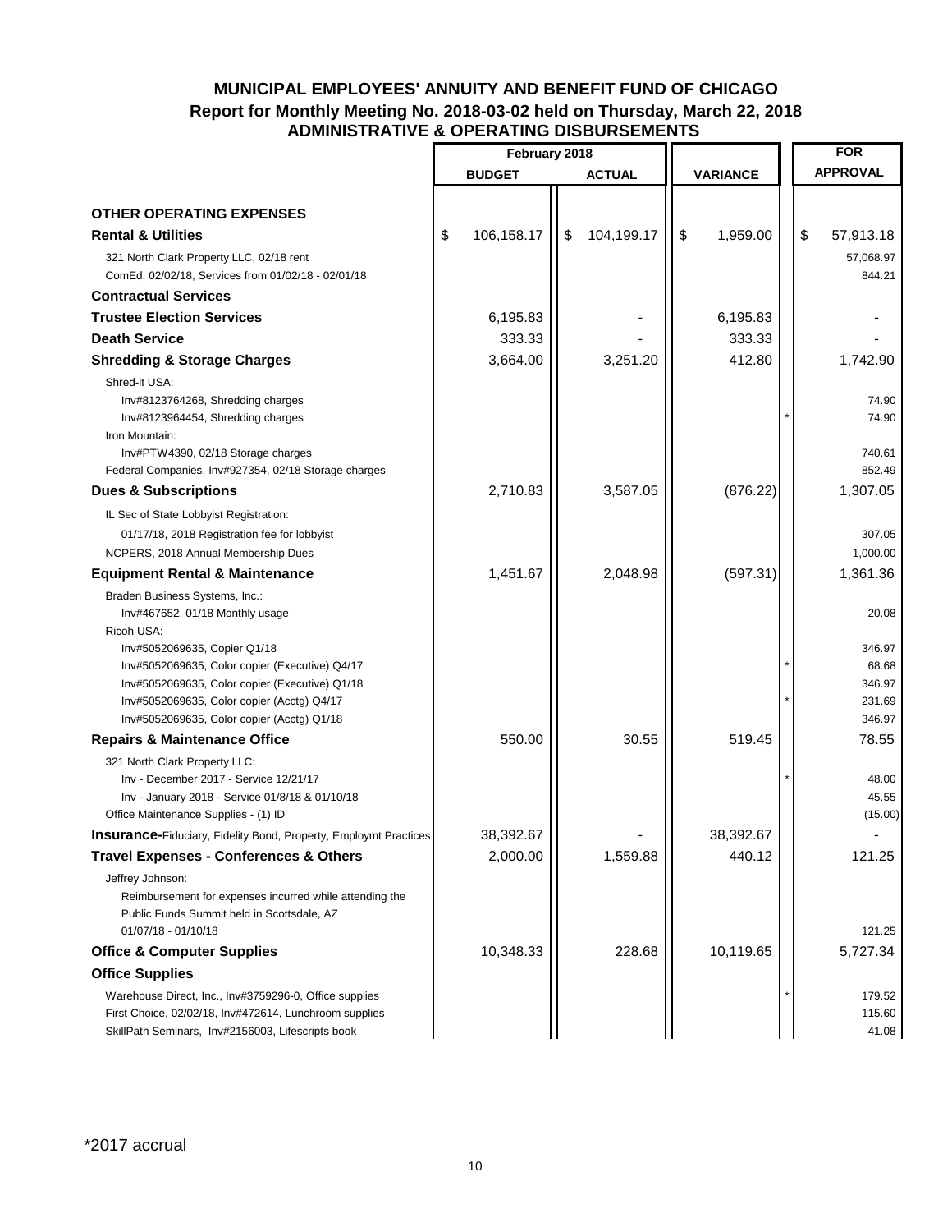# MUNICIPAL EMPLOYEES' ANNUITY AND BENEFIT FUND OF CHICAGO

## Report for Monthly Meeting No. 2018-03-02 held on Thursday, March 22, 2018

## ADMINISTRATIVE & OPERATING DISBURSEMENTS

| | February 2018 | | | | FOR |
|---|---|---|---|---|---|
| | BUDGET | ACTUAL | VARIANCE | | APPROVAL |
| **OTHER OPERATING EXPENSES** | | | | | |
| **Rental & Utilities** | $ 106,158.17 | $ 104,199.17 | $ 1,959.00 | | $ 57,913.18 |
| 321 North Clark Property LLC, 02/18 rent | | | | | 57,068.97 |
| ComEd, 02/02/18, Services from 01/02/18 - 02/01/18 | | | | | 844.21 |
| **Contractual Services** | | | | | |
| **Trustee Election Services** | 6,195.83 | - | 6,195.83 | | - |
| **Death Service** | 333.33 | - | 333.33 | | - |
| **Shredding & Storage Charges** | 3,664.00 | 3,251.20 | 412.80 | | 1,742.90 |
| Shred-it USA: | | | | | |
| Inv#8123764268, Shredding charges | | | | | 74.90 |
| Inv#8123964454, Shredding charges | | | | * | 74.90 |
| Iron Mountain: | | | | | |
| Inv#PTW4390, 02/18 Storage charges | | | | | 740.61 |
| Federal Companies, Inv#927354, 02/18 Storage charges | | | | | 852.49 |
| **Dues & Subscriptions** | 2,710.83 | 3,587.05 | (876.22) | | 1,307.05 |
| IL Sec of State Lobbyist Registration: | | | | | |
| 01/17/18, 2018 Registration fee for lobbyist | | | | | 307.05 |
| NCPERS, 2018 Annual Membership Dues | | | | | 1,000.00 |
| **Equipment Rental & Maintenance** | 1,451.67 | 2,048.98 | (597.31) | | 1,361.36 |
| Braden Business Systems, Inc.: | | | | | |
| Inv#467652, 01/18 Monthly usage | | | | | 20.08 |
| Ricoh USA: | | | | | |
| Inv#5052069635, Copier Q1/18 | | | | | 346.97 |
| Inv#5052069635, Color copier (Executive) Q4/17 | | | | * | 68.68 |
| Inv#5052069635, Color copier (Executive) Q1/18 | | | | | 346.97 |
| Inv#5052069635, Color copier (Acctg) Q4/17 | | | | * | 231.69 |
| Inv#5052069635, Color copier (Acctg) Q1/18 | | | | | 346.97 |
| **Repairs & Maintenance Office** | 550.00 | 30.55 | 519.45 | | 78.55 |
| 321 North Clark Property LLC: | | | | | |
| Inv - December 2017 - Service 12/21/17 | | | | * | 48.00 |
| Inv - January 2018 - Service 01/8/18 & 01/10/18 | | | | | 45.55 |
| Office Maintenance Supplies - (1) ID | | | | | (15.00) |
| **Insurance**-Fiduciary, Fidelity Bond, Property, Employmt Practices | 38,392.67 | - | 38,392.67 | | - |
| **Travel Expenses - Conferences & Others** | 2,000.00 | 1,559.88 | 440.12 | | 121.25 |
| Jeffrey Johnson: | | | | | |
| Reimbursement for expenses incurred while attending the Public Funds Summit held in Scottsdale, AZ 01/07/18 - 01/10/18 | | | | | 121.25 |
| **Office & Computer Supplies** | 10,348.33 | 228.68 | 10,119.65 | | 5,727.34 |
| **Office Supplies** | | | | | |
| Warehouse Direct, Inc., Inv#3759296-0, Office supplies | | | | * | 179.52 |
| First Choice, 02/02/18, Inv#472614, Lunchroom supplies | | | | | 115.60 |
| SkillPath Seminars, Inv#2156003, Lifescripts book | | | | | 41.08 |

*2017 accrual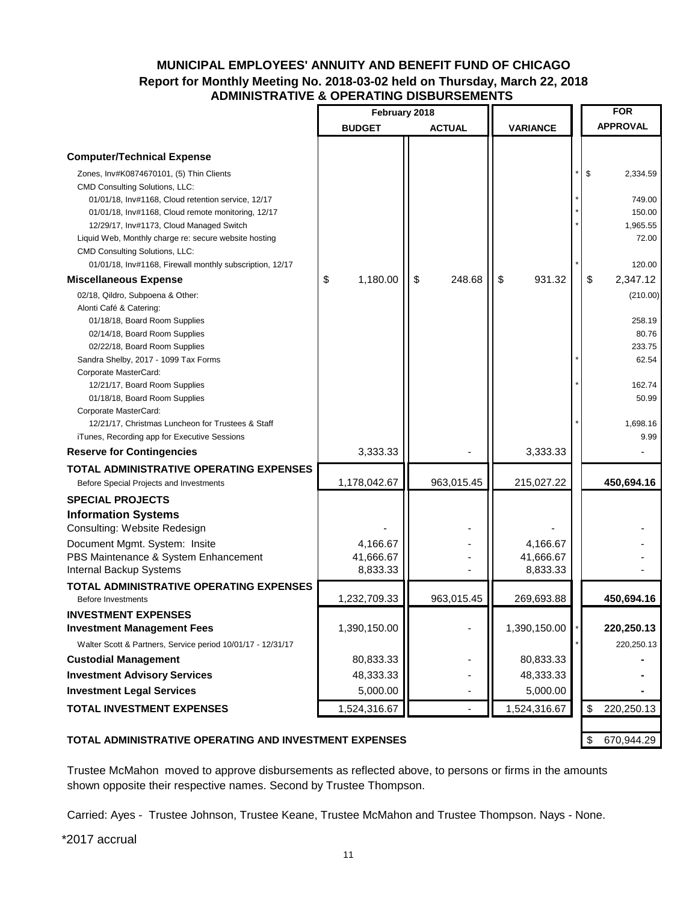# MUNICIPAL EMPLOYEES' ANNUITY AND BENEFIT FUND OF CHICAGO

## Report for Monthly Meeting No. 2018-03-02 held on Thursday, March 22, 2018

## ADMINISTRATIVE & OPERATING DISBURSEMENTS

| | February 2018 | | | | FOR |
|---|---|---|---|---|---|
| | BUDGET | ACTUAL | VARIANCE | | APPROVAL |
| **Computer/Technical Expense** | | | | | |
| Zones, Inv#K0874670101, (5) Thin Clients | | | | * | $ 2,334.59 |
| CMD Consulting Solutions, LLC: | | | | | |
| 01/01/18, Inv#1168, Cloud retention service, 12/17 | | | | * | 749.00 |
| 01/01/18, Inv#1168, Cloud remote monitoring, 12/17 | | | | * | 150.00 |
| 12/29/17, Inv#1173, Cloud Managed Switch | | | | * | 1,965.55 |
| Liquid Web, Monthly charge re: secure website hosting | | | | | 72.00 |
| CMD Consulting Solutions, LLC: | | | | | |
| 01/01/18, Inv#1168, Firewall monthly subscription, 12/17 | | | | * | 120.00 |
| **Miscellaneous Expense** | $ 1,180.00 | $ 248.68 | $ 931.32 | | $ 2,347.12 |
| 02/18, Qildro, Subpoena & Other: | | | | | (210.00) |
| Alonti Café & Catering: | | | | | |
| 01/18/18, Board Room Supplies | | | | | 258.19 |
| 02/14/18, Board Room Supplies | | | | | 80.76 |
| 02/22/18, Board Room Supplies | | | | | 233.75 |
| Sandra Shelby, 2017 - 1099 Tax Forms | | | | * | 62.54 |
| Corporate MasterCard: | | | | | |
| 12/21/17, Board Room Supplies | | | | * | 162.74 |
| 01/18/18, Board Room Supplies | | | | | 50.99 |
| Corporate MasterCard: | | | | | |
| 12/21/17, Christmas Luncheon for Trustees & Staff | | | | * | 1,698.16 |
| iTunes, Recording app for Executive Sessions | | | | | 9.99 |
| **Reserve for Contingencies** | 3,333.33 | - | 3,333.33 | | - |
| **TOTAL ADMINISTRATIVE OPERATING EXPENSES** Before Special Projects and Investments | 1,178,042.67 | 963,015.45 | 215,027.22 | | **450,694.16** |
| **SPECIAL PROJECTS** | | | | | |
| **Information Systems** | | | | | |
| Consulting: Website Redesign | - | - | - | | - |
| Document Mgmt. System: Insite | 4,166.67 | - | 4,166.67 | | - |
| PBS Maintenance & System Enhancement | 41,666.67 | - | 41,666.67 | | - |
| Internal Backup Systems | 8,833.33 | - | 8,833.33 | | - |
| **TOTAL ADMINISTRATIVE OPERATING EXPENSES** Before Investments | 1,232,709.33 | 963,015.45 | 269,693.88 | | **450,694.16** |
| **INVESTMENT EXPENSES** | | | | | |
| **Investment Management Fees** | 1,390,150.00 | - | 1,390,150.00 | * | **220,250.13** |
| Walter Scott & Partners, Service period 10/01/17 - 12/31/17 | | | | * | 220,250.13 |
| **Custodial Management** | 80,833.33 | - | 80,833.33 | | **-** |
| **Investment Advisory Services** | 48,333.33 | - | 48,333.33 | | **-** |
| **Investment Legal Services** | 5,000.00 | - | 5,000.00 | | **-** |
| **TOTAL INVESTMENT EXPENSES** | 1,524,316.67 | - | 1,524,316.67 | | $ 220,250.13 |
| **TOTAL ADMINISTRATIVE OPERATING AND INVESTMENT EXPENSES** | | | | | $ 670,944.29 |

Trustee McMahon moved to approve disbursements as reflected above, to persons or firms in the amounts shown opposite their respective names. Second by Trustee Thompson.

Carried: Ayes - Trustee Johnson, Trustee Keane, Trustee McMahon and Trustee Thompson. Nays - None.

*2017 accrual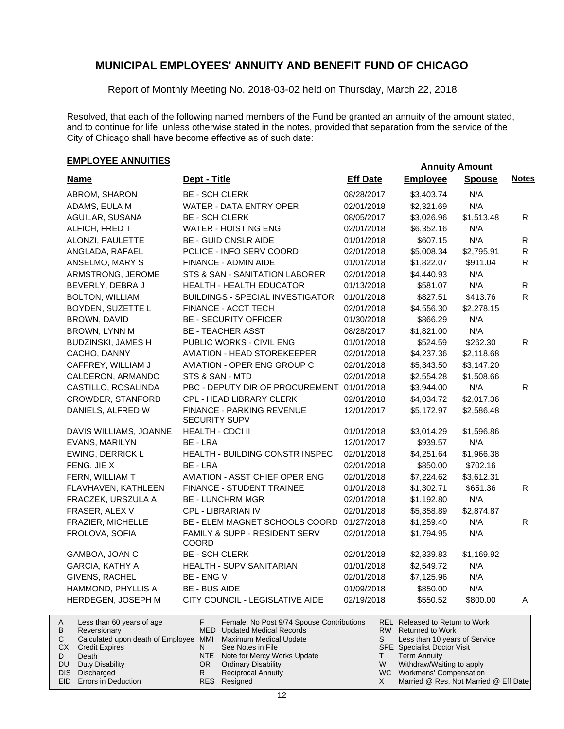# MUNICIPAL EMPLOYEES' ANNUITY AND BENEFIT FUND OF CHICAGO

Report of Monthly Meeting No. 2018-03-02 held on Thursday, March 22, 2018

Resolved, that each of the following named members of the Fund be granted an annuity of the amount stated, and to continue for life, unless otherwise stated in the notes, provided that separation from the service of the City of Chicago shall have become effective as of such date:

## EMPLOYEE ANNUITIES

| Name | Dept - Title | Eff Date | Annuity Amount Employee | Annuity Amount Spouse | Notes |
|---|---|---|---|---|---|
| ABROM, SHARON | BE - SCH CLERK | 08/28/2017 | $3,403.74 | N/A | |
| ADAMS, EULA M | WATER - DATA ENTRY OPER | 02/01/2018 | $2,321.69 | N/A | |
| AGUILAR, SUSANA | BE - SCH CLERK | 08/05/2017 | $3,026.96 | $1,513.48 | R |
| ALFICH, FRED T | WATER - HOISTING ENG | 02/01/2018 | $6,352.16 | N/A | |
| ALONZI, PAULETTE | BE - GUID CNSLR AIDE | 01/01/2018 | $607.15 | N/A | R |
| ANGLADA, RAFAEL | POLICE - INFO SERV COORD | 02/01/2018 | $5,008.34 | $2,795.91 | R |
| ANSELMO, MARY S | FINANCE - ADMIN AIDE | 01/01/2018 | $1,822.07 | $911.04 | R |
| ARMSTRONG, JEROME | STS & SAN - SANITATION LABORER | 02/01/2018 | $4,440.93 | N/A | |
| BEVERLY, DEBRA J | HEALTH - HEALTH EDUCATOR | 01/13/2018 | $581.07 | N/A | R |
| BOLTON, WILLIAM | BUILDINGS - SPECIAL INVESTIGATOR | 01/01/2018 | $827.51 | $413.76 | R |
| BOYDEN, SUZETTE L | FINANCE - ACCT TECH | 02/01/2018 | $4,556.30 | $2,278.15 | |
| BROWN, DAVID | BE - SECURITY OFFICER | 01/30/2018 | $866.29 | N/A | |
| BROWN, LYNN M | BE - TEACHER ASST | 08/28/2017 | $1,821.00 | N/A | |
| BUDZINSKI, JAMES H | PUBLIC WORKS - CIVIL ENG | 01/01/2018 | $524.59 | $262.30 | R |
| CACHO, DANNY | AVIATION - HEAD STOREKEEPER | 02/01/2018 | $4,237.36 | $2,118.68 | |
| CAFFREY, WILLIAM J | AVIATION - OPER ENG GROUP C | 02/01/2018 | $5,343.50 | $3,147.20 | |
| CALDERON, ARMANDO | STS & SAN - MTD | 02/01/2018 | $2,554.28 | $1,508.66 | |
| CASTILLO, ROSALINDA | PBC - DEPUTY DIR OF PROCUREMENT | 01/01/2018 | $3,944.00 | N/A | R |
| CROWDER, STANFORD | CPL - HEAD LIBRARY CLERK | 02/01/2018 | $4,034.72 | $2,017.36 | |
| DANIELS, ALFRED W | FINANCE - PARKING REVENUE SECURITY SUPV | 12/01/2017 | $5,172.97 | $2,586.48 | |
| DAVIS WILLIAMS, JOANNE | HEALTH - CDCI II | 01/01/2018 | $3,014.29 | $1,596.86 | |
| EVANS, MARILYN | BE - LRA | 12/01/2017 | $939.57 | N/A | |
| EWING, DERRICK L | HEALTH - BUILDING CONSTR INSPEC | 02/01/2018 | $4,251.64 | $1,966.38 | |
| FENG, JIE X | BE - LRA | 02/01/2018 | $850.00 | $702.16 | |
| FERN, WILLIAM T | AVIATION - ASST CHIEF OPER ENG | 02/01/2018 | $7,224.62 | $3,612.31 | |
| FLAVHAVEN, KATHLEEN | FINANCE - STUDENT TRAINEE | 01/01/2018 | $1,302.71 | $651.36 | R |
| FRACZEK, URSZULA A | BE - LUNCHRM MGR | 02/01/2018 | $1,192.80 | N/A | |
| FRASER, ALEX V | CPL - LIBRARIAN IV | 02/01/2018 | $5,358.89 | $2,874.87 | |
| FRAZIER, MICHELLE | BE - ELEM MAGNET SCHOOLS COORD | 01/27/2018 | $1,259.40 | N/A | R |
| FROLOVA, SOFIA | FAMILY & SUPP - RESIDENT SERV COORD | 02/01/2018 | $1,794.95 | N/A | |
| GAMBOA, JOAN C | BE - SCH CLERK | 02/01/2018 | $2,339.83 | $1,169.92 | |
| GARCIA, KATHY A | HEALTH - SUPV SANITARIAN | 01/01/2018 | $2,549.72 | N/A | |
| GIVENS, RACHEL | BE - ENG V | 02/01/2018 | $7,125.96 | N/A | |
| HAMMOND, PHYLLIS A | BE - BUS AIDE | 01/09/2018 | $850.00 | N/A | |
| HERDEGEN, JOSEPH M | CITY COUNCIL - LEGISLATIVE AIDE | 02/19/2018 | $550.52 | $800.00 | A |

| Code | Description | Code | Description | Code | Description |
|---|---|---|---|---|---|
| A | Less than 60 years of age | F | Female: No Post 9/74 Spouse Contributions | REL | Released to Return to Work |
| B | Reversionary | MED | Updated Medical Records | RW | Returned to Work |
| C | Calculated upon death of Employee | MMI | Maximum Medical Update | S | Less than 10 years of Service |
| CX | Credit Expires | N | See Notes in File | SPE | Specialist Doctor Visit |
| D | Death | NTE | Note for Mercy Works Update | T | Term Annuity |
| DU | Duty Disability | OR | Ordinary Disability | W | Withdraw/Waiting to apply |
| DIS | Discharged | R | Reciprocal Annuity | WC | Workmens' Compensation |
| EID | Errors in Deduction | RES | Resigned | X | Married @ Res, Not Married @ Eff Date |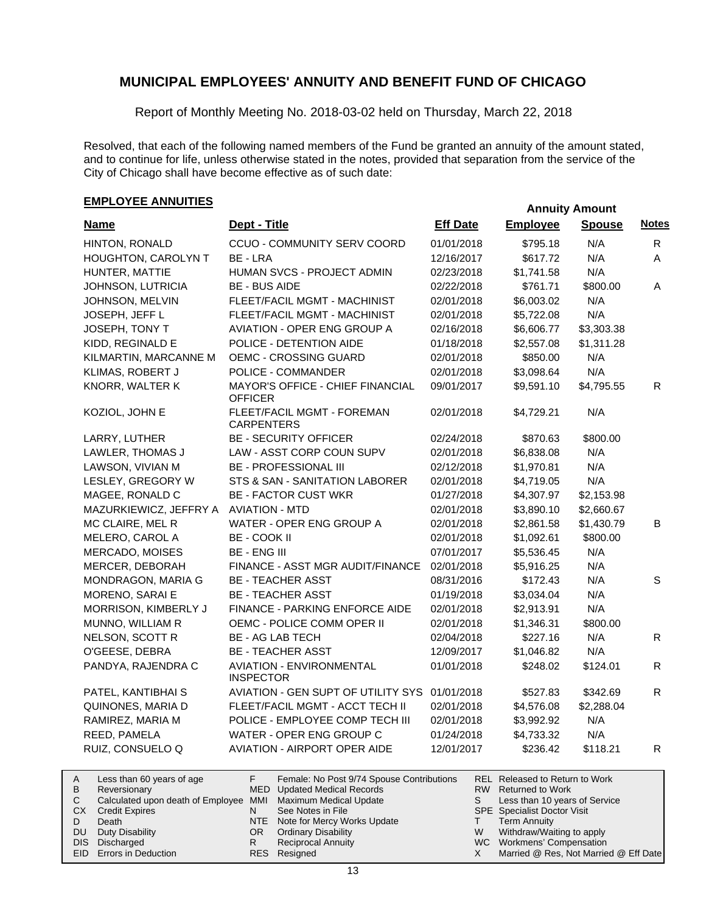## MUNICIPAL EMPLOYEES' ANNUITY AND BENEFIT FUND OF CHICAGO

Report of Monthly Meeting No. 2018-03-02 held on Thursday, March 22, 2018

Resolved, that each of the following named members of the Fund be granted an annuity of the amount stated, and to continue for life, unless otherwise stated in the notes, provided that separation from the service of the City of Chicago shall have become effective as of such date:

### EMPLOYEE ANNUITIES

| Name | Dept - Title | Eff Date | Annuity Amount Employee | Annuity Amount Spouse | Notes |
|---|---|---|---|---|---|
| HINTON, RONALD | CCUO - COMMUNITY SERV COORD | 01/01/2018 | $795.18 | N/A | R |
| HOUGHTON, CAROLYN T | BE - LRA | 12/16/2017 | $617.72 | N/A | A |
| HUNTER, MATTIE | HUMAN SVCS - PROJECT ADMIN | 02/23/2018 | $1,741.58 | N/A | |
| JOHNSON, LUTRICIA | BE - BUS AIDE | 02/22/2018 | $761.71 | $800.00 | A |
| JOHNSON, MELVIN | FLEET/FACIL MGMT - MACHINIST | 02/01/2018 | $6,003.02 | N/A | |
| JOSEPH, JEFF L | FLEET/FACIL MGMT - MACHINIST | 02/01/2018 | $5,722.08 | N/A | |
| JOSEPH, TONY T | AVIATION - OPER ENG GROUP A | 02/16/2018 | $6,606.77 | $3,303.38 | |
| KIDD, REGINALD E | POLICE - DETENTION AIDE | 01/18/2018 | $2,557.08 | $1,311.28 | |
| KILMARTIN, MARCANNE M | OEMC - CROSSING GUARD | 02/01/2018 | $850.00 | N/A | |
| KLIMAS, ROBERT J | POLICE - COMMANDER | 02/01/2018 | $3,098.64 | N/A | |
| KNORR, WALTER K | MAYOR'S OFFICE - CHIEF FINANCIAL OFFICER | 09/01/2017 | $9,591.10 | $4,795.55 | R |
| KOZIOL, JOHN E | FLEET/FACIL MGMT - FOREMAN CARPENTERS | 02/01/2018 | $4,729.21 | N/A | |
| LARRY, LUTHER | BE - SECURITY OFFICER | 02/24/2018 | $870.63 | $800.00 | |
| LAWLER, THOMAS J | LAW - ASST CORP COUN SUPV | 02/01/2018 | $6,838.08 | N/A | |
| LAWSON, VIVIAN M | BE - PROFESSIONAL III | 02/12/2018 | $1,970.81 | N/A | |
| LESLEY, GREGORY W | STS & SAN - SANITATION LABORER | 02/01/2018 | $4,719.05 | N/A | |
| MAGEE, RONALD C | BE - FACTOR CUST WKR | 01/27/2018 | $4,307.97 | $2,153.98 | |
| MAZURKIEWICZ, JEFFRY A | AVIATION - MTD | 02/01/2018 | $3,890.10 | $2,660.67 | |
| MC CLAIRE, MEL R | WATER - OPER ENG GROUP A | 02/01/2018 | $2,861.58 | $1,430.79 | B |
| MELERO, CAROL A | BE - COOK II | 02/01/2018 | $1,092.61 | $800.00 | |
| MERCADO, MOISES | BE - ENG III | 07/01/2017 | $5,536.45 | N/A | |
| MERCER, DEBORAH | FINANCE - ASST MGR AUDIT/FINANCE | 02/01/2018 | $5,916.25 | N/A | |
| MONDRAGON, MARIA G | BE - TEACHER ASST | 08/31/2016 | $172.43 | N/A | S |
| MORENO, SARAI E | BE - TEACHER ASST | 01/19/2018 | $3,034.04 | N/A | |
| MORRISON, KIMBERLY J | FINANCE - PARKING ENFORCE AIDE | 02/01/2018 | $2,913.91 | N/A | |
| MUNNO, WILLIAM R | OEMC - POLICE COMM OPER II | 02/01/2018 | $1,346.31 | $800.00 | |
| NELSON, SCOTT R | BE - AG LAB TECH | 02/04/2018 | $227.16 | N/A | R |
| O'GEESE, DEBRA | BE - TEACHER ASST | 12/09/2017 | $1,046.82 | N/A | |
| PANDYA, RAJENDRA C | AVIATION - ENVIRONMENTAL INSPECTOR | 01/01/2018 | $248.02 | $124.01 | R |
| PATEL, KANTIBHAI S | AVIATION - GEN SUPT OF UTILITY SYS | 01/01/2018 | $527.83 | $342.69 | R |
| QUINONES, MARIA D | FLEET/FACIL MGMT - ACCT TECH II | 02/01/2018 | $4,576.08 | $2,288.04 | |
| RAMIREZ, MARIA M | POLICE - EMPLOYEE COMP TECH III | 02/01/2018 | $3,992.92 | N/A | |
| REED, PAMELA | WATER - OPER ENG GROUP C | 01/24/2018 | $4,733.32 | N/A | |
| RUIZ, CONSUELO Q | AVIATION - AIRPORT OPER AIDE | 12/01/2017 | $236.42 | $118.21 | R |

| | | | | | |
|---|---|---|---|---|---|
| A | Less than 60 years of age | F | Female: No Post 9/74 Spouse Contributions | REL | Released to Return to Work |
| B | Reversionary | MED | Updated Medical Records | RW | Returned to Work |
| C | Calculated upon death of Employee | MMI | Maximum Medical Update | S | Less than 10 years of Service |
| CX | Credit Expires | N | See Notes in File | SPE | Specialist Doctor Visit |
| D | Death | NTE | Note for Mercy Works Update | T | Term Annuity |
| DU | Duty Disability | OR | Ordinary Disability | W | Withdraw/Waiting to apply |
| DIS | Discharged | R | Reciprocal Annuity | WC | Workmens' Compensation |
| EID | Errors in Deduction | RES | Resigned | X | Married @ Res, Not Married @ Eff Date |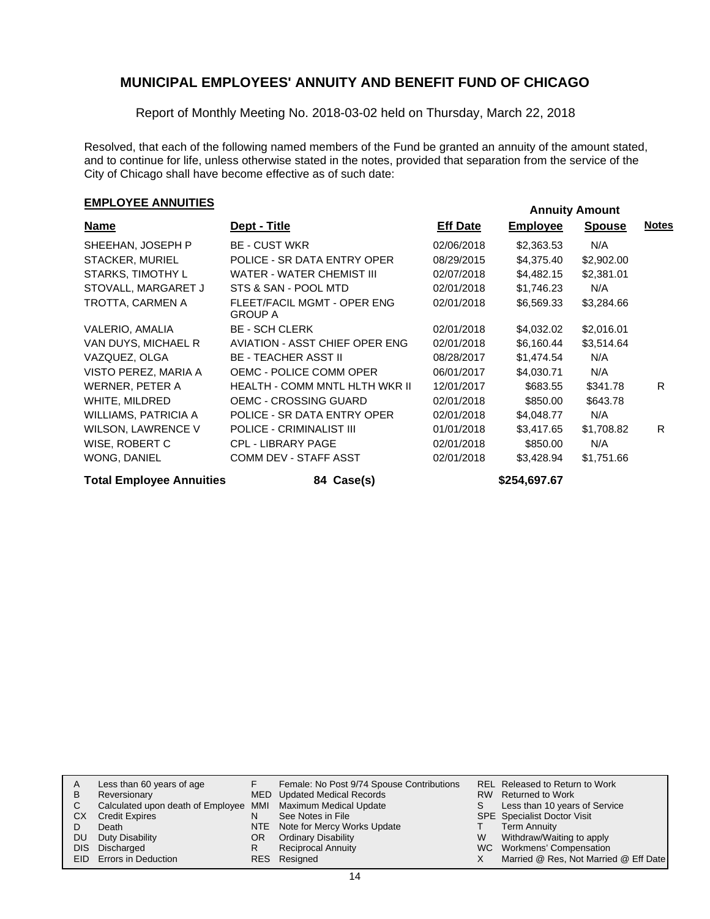# MUNICIPAL EMPLOYEES' ANNUITY AND BENEFIT FUND OF CHICAGO

Report of Monthly Meeting No. 2018-03-02 held on Thursday, March 22, 2018

Resolved, that each of the following named members of the Fund be granted an annuity of the amount stated, and to continue for life, unless otherwise stated in the notes, provided that separation from the service of the City of Chicago shall have become effective as of such date:

## EMPLOYEE ANNUITIES

| Name | Dept - Title | Eff Date | Annuity Amount Employee | Annuity Amount Spouse | Notes |
|---|---|---|---|---|---|
| SHEEHAN, JOSEPH P | BE - CUST WKR | 02/06/2018 | $2,363.53 | N/A | |
| STACKER, MURIEL | POLICE - SR DATA ENTRY OPER | 08/29/2015 | $4,375.40 | $2,902.00 | |
| STARKS, TIMOTHY L | WATER - WATER CHEMIST III | 02/07/2018 | $4,482.15 | $2,381.01 | |
| STOVALL, MARGARET J | STS & SAN - POOL MTD | 02/01/2018 | $1,746.23 | N/A | |
| TROTTA, CARMEN A | FLEET/FACIL MGMT - OPER ENG GROUP A | 02/01/2018 | $6,569.33 | $3,284.66 | |
| VALERIO, AMALIA | BE - SCH CLERK | 02/01/2018 | $4,032.02 | $2,016.01 | |
| VAN DUYS, MICHAEL R | AVIATION - ASST CHIEF OPER ENG | 02/01/2018 | $6,160.44 | $3,514.64 | |
| VAZQUEZ, OLGA | BE - TEACHER ASST II | 08/28/2017 | $1,474.54 | N/A | |
| VISTO PEREZ, MARIA A | OEMC - POLICE COMM OPER | 06/01/2017 | $4,030.71 | N/A | |
| WERNER, PETER A | HEALTH - COMM MNTL HLTH WKR II | 12/01/2017 | $683.55 | $341.78 | R |
| WHITE, MILDRED | OEMC - CROSSING GUARD | 02/01/2018 | $850.00 | $643.78 | |
| WILLIAMS, PATRICIA A | POLICE - SR DATA ENTRY OPER | 02/01/2018 | $4,048.77 | N/A | |
| WILSON, LAWRENCE V | POLICE - CRIMINALIST III | 01/01/2018 | $3,417.65 | $1,708.82 | R |
| WISE, ROBERT C | CPL - LIBRARY PAGE | 02/01/2018 | $850.00 | N/A | |
| WONG, DANIEL | COMM DEV - STAFF ASST | 02/01/2018 | $3,428.94 | $1,751.66 | |
| **Total Employee Annuities** | **84 Case(s)** | | **$254,697.67** | | |

| | | | | | |
|---|---|---|---|---|---|
| A | Less than 60 years of age | F | Female: No Post 9/74 Spouse Contributions | REL | Released to Return to Work |
| B | Reversionary | MED | Updated Medical Records | RW | Returned to Work |
| C | Calculated upon death of Employee | MMI | Maximum Medical Update | S | Less than 10 years of Service |
| CX | Credit Expires | N | See Notes in File | SPE | Specialist Doctor Visit |
| D | Death | NTE | Note for Mercy Works Update | T | Term Annuity |
| DU | Duty Disability | OR | Ordinary Disability | W | Withdraw/Waiting to apply |
| DIS | Discharged | R | Reciprocal Annuity | WC | Workmens' Compensation |
| EID | Errors in Deduction | RES | Resigned | X | Married @ Res, Not Married @ Eff Date |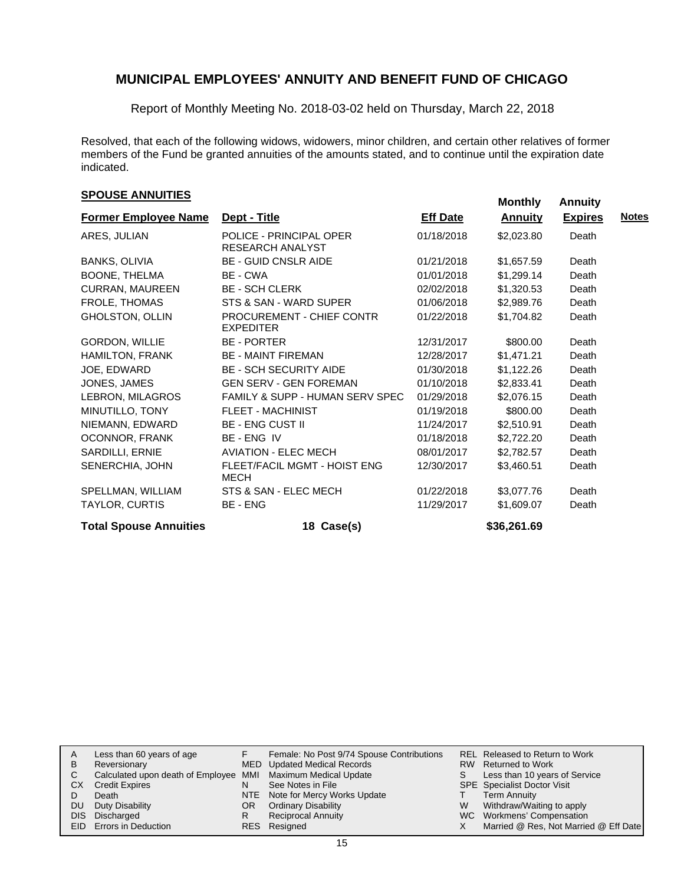# MUNICIPAL EMPLOYEES' ANNUITY AND BENEFIT FUND OF CHICAGO

Report of Monthly Meeting No. 2018-03-02 held on Thursday, March 22, 2018

Resolved, that each of the following widows, widowers, minor children, and certain other relatives of former members of the Fund be granted annuities of the amounts stated, and to continue until the expiration date indicated.

## SPOUSE ANNUITIES

| Former Employee Name | Dept - Title | Eff Date | Monthly Annuity | Annuity Expires | Notes |
|---|---|---|---|---|---|
| ARES, JULIAN | POLICE - PRINCIPAL OPER RESEARCH ANALYST | 01/18/2018 | $2,023.80 | Death | |
| BANKS, OLIVIA | BE - GUID CNSLR AIDE | 01/21/2018 | $1,657.59 | Death | |
| BOONE, THELMA | BE - CWA | 01/01/2018 | $1,299.14 | Death | |
| CURRAN, MAUREEN | BE - SCH CLERK | 02/02/2018 | $1,320.53 | Death | |
| FROLE, THOMAS | STS & SAN - WARD SUPER | 01/06/2018 | $2,989.76 | Death | |
| GHOLSTON, OLLIN | PROCUREMENT - CHIEF CONTR EXPEDITER | 01/22/2018 | $1,704.82 | Death | |
| GORDON, WILLIE | BE - PORTER | 12/31/2017 | $800.00 | Death | |
| HAMILTON, FRANK | BE - MAINT FIREMAN | 12/28/2017 | $1,471.21 | Death | |
| JOE, EDWARD | BE - SCH SECURITY AIDE | 01/30/2018 | $1,122.26 | Death | |
| JONES, JAMES | GEN SERV - GEN FOREMAN | 01/10/2018 | $2,833.41 | Death | |
| LEBRON, MILAGROS | FAMILY & SUPP - HUMAN SERV SPEC | 01/29/2018 | $2,076.15 | Death | |
| MINUTILLO, TONY | FLEET - MACHINIST | 01/19/2018 | $800.00 | Death | |
| NIEMANN, EDWARD | BE - ENG CUST II | 11/24/2017 | $2,510.91 | Death | |
| OCONNOR, FRANK | BE - ENG IV | 01/18/2018 | $2,722.20 | Death | |
| SARDILLI, ERNIE | AVIATION - ELEC MECH | 08/01/2017 | $2,782.57 | Death | |
| SENERCHIA, JOHN | FLEET/FACIL MGMT - HOIST ENG MECH | 12/30/2017 | $3,460.51 | Death | |
| SPELLMAN, WILLIAM | STS & SAN - ELEC MECH | 01/22/2018 | $3,077.76 | Death | |
| TAYLOR, CURTIS | BE - ENG | 11/29/2017 | $1,609.07 | Death | |
| **Total Spouse Annuities** | **18 Case(s)** | | **$36,261.69** | | |

| | | | | | |
|---|---|---|---|---|---|
| A | Less than 60 years of age | F | Female: No Post 9/74 Spouse Contributions | REL | Released to Return to Work |
| B | Reversionary | MED | Updated Medical Records | RW | Returned to Work |
| C | Calculated upon death of Employee | MMI | Maximum Medical Update | S | Less than 10 years of Service |
| CX | Credit Expires | N | See Notes in File | SPE | Specialist Doctor Visit |
| D | Death | NTE | Note for Mercy Works Update | T | Term Annuity |
| DU | Duty Disability | OR | Ordinary Disability | W | Withdraw/Waiting to apply |
| DIS | Discharged | R | Reciprocal Annuity | WC | Workmens' Compensation |
| EID | Errors in Deduction | RES | Resigned | X | Married @ Res, Not Married @ Eff Date |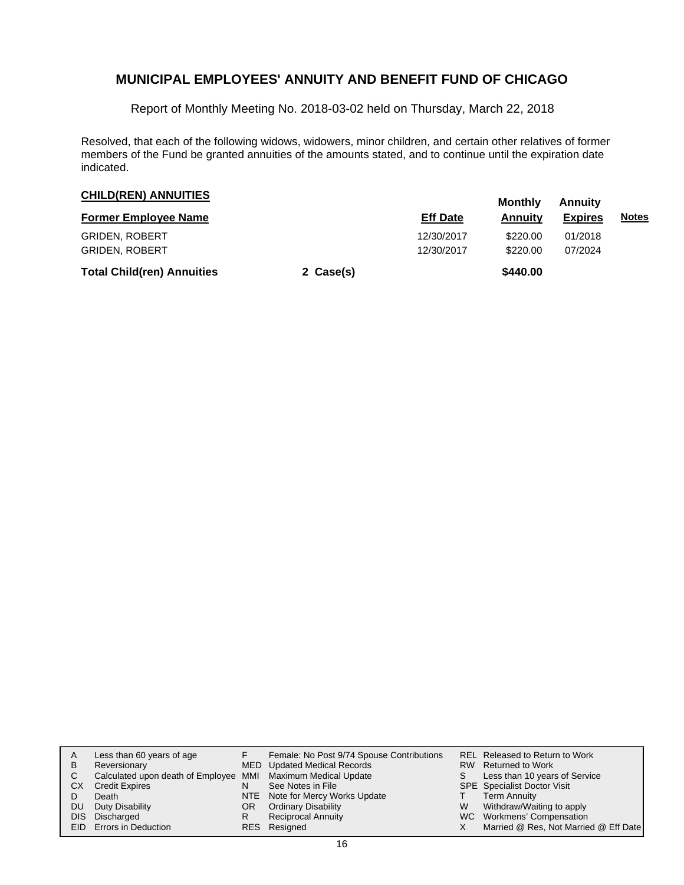# MUNICIPAL EMPLOYEES' ANNUITY AND BENEFIT FUND OF CHICAGO

Report of Monthly Meeting No. 2018-03-02 held on Thursday, March 22, 2018

Resolved, that each of the following widows, widowers, minor children, and certain other relatives of former members of the Fund be granted annuities of the amounts stated, and to continue until the expiration date indicated.

**CHILD(REN) ANNUITIES**

| Former Employee Name | | Eff Date | Monthly Annuity | Annuity Expires | Notes |
|---|---|---|---|---|---|
| GRIDEN, ROBERT | | 12/30/2017 | $220.00 | 01/2018 | |
| GRIDEN, ROBERT | | 12/30/2017 | $220.00 | 07/2024 | |
| **Total Child(ren) Annuities** | **2 Case(s)** | | **$440.00** | | |

| | | | | | |
|---|---|---|---|---|---|
| A | Less than 60 years of age | F | Female: No Post 9/74 Spouse Contributions | REL | Released to Return to Work |
| B | Reversionary | MED | Updated Medical Records | RW | Returned to Work |
| C | Calculated upon death of Employee | MMI | Maximum Medical Update | S | Less than 10 years of Service |
| CX | Credit Expires | N | See Notes in File | SPE | Specialist Doctor Visit |
| D | Death | NTE | Note for Mercy Works Update | T | Term Annuity |
| DU | Duty Disability | OR | Ordinary Disability | W | Withdraw/Waiting to apply |
| DIS | Discharged | R | Reciprocal Annuity | WC | Workmens' Compensation |
| EID | Errors in Deduction | RES | Resigned | X | Married @ Res, Not Married @ Eff Date |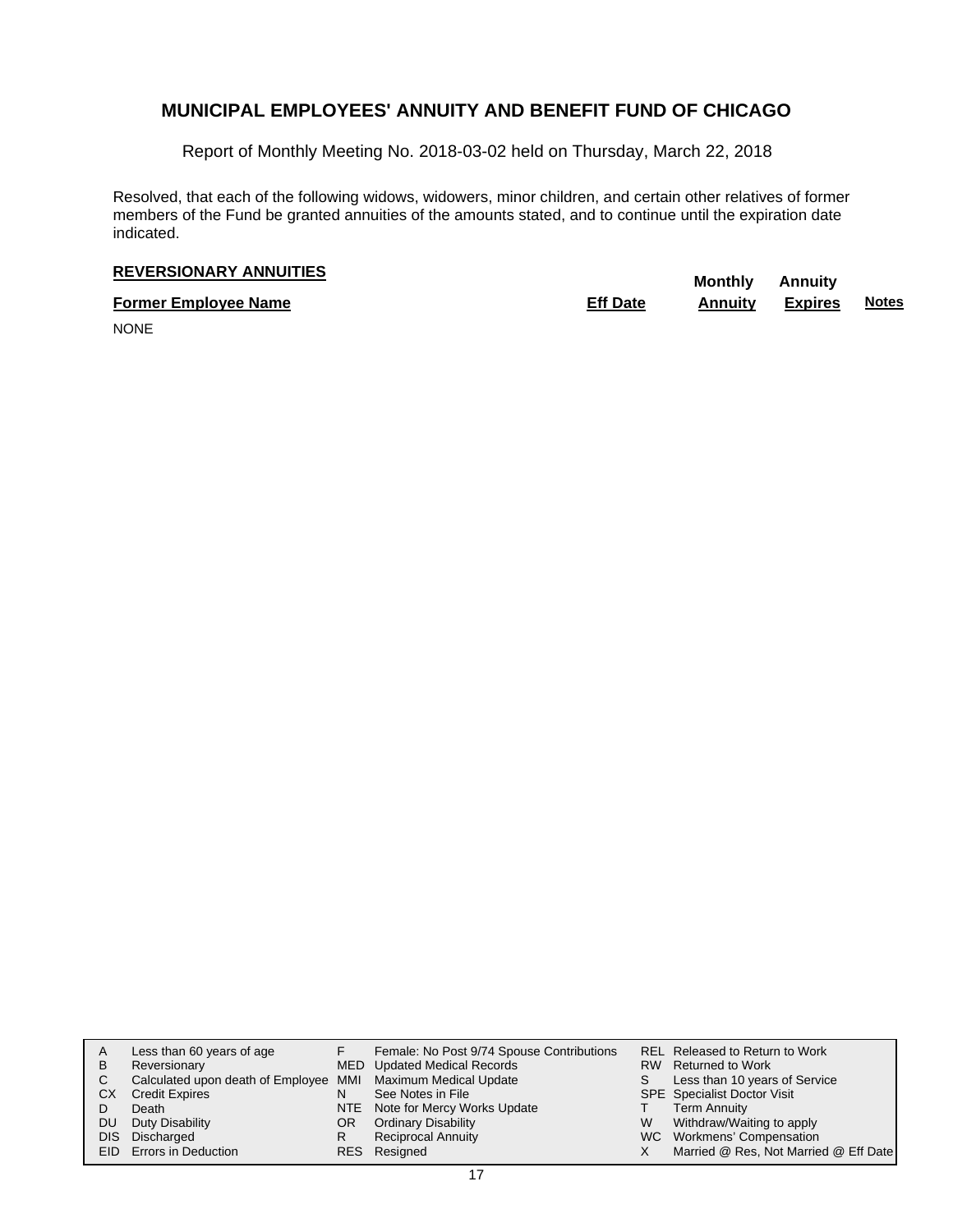## MUNICIPAL EMPLOYEES' ANNUITY AND BENEFIT FUND OF CHICAGO

Report of Monthly Meeting No. 2018-03-02 held on Thursday, March 22, 2018

Resolved, that each of the following widows, widowers, minor children, and certain other relatives of former members of the Fund be granted annuities of the amounts stated, and to continue until the expiration date indicated.

**REVERSIONARY ANNUITIES**

| Former Employee Name | Eff Date | Monthly Annuity | Annuity Expires | Notes |
|---|---|---|---|---|
| NONE | | | | |

| | | | | | |
|---|---|---|---|---|---|
| A | Less than 60 years of age | F | Female: No Post 9/74 Spouse Contributions | REL | Released to Return to Work |
| B | Reversionary | MED | Updated Medical Records | RW | Returned to Work |
| C | Calculated upon death of Employee | MMI | Maximum Medical Update | S | Less than 10 years of Service |
| CX | Credit Expires | N | See Notes in File | SPE | Specialist Doctor Visit |
| D | Death | NTE | Note for Mercy Works Update | T | Term Annuity |
| DU | Duty Disability | OR | Ordinary Disability | W | Withdraw/Waiting to apply |
| DIS | Discharged | R | Reciprocal Annuity | WC | Workmens' Compensation |
| EID | Errors in Deduction | RES | Resigned | X | Married @ Res, Not Married @ Eff Date |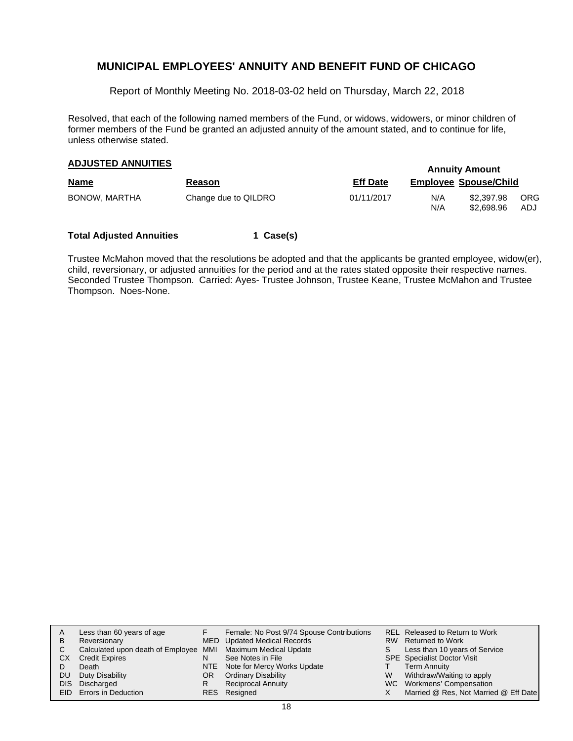# MUNICIPAL EMPLOYEES' ANNUITY AND BENEFIT FUND OF CHICAGO

Report of Monthly Meeting No. 2018-03-02 held on Thursday, March 22, 2018

Resolved, that each of the following named members of the Fund, or widows, widowers, or minor children of former members of the Fund be granted an adjusted annuity of the amount stated, and to continue for life, unless otherwise stated.

## ADJUSTED ANNUITIES

| Name | Reason | Eff Date | Annuity Amount Employee | Annuity Amount Spouse/Child | |
|---|---|---|---|---|---|
| BONOW, MARTHA | Change due to QILDRO | 01/11/2017 | N/A | \$2,397.98 | ORG |
| | | | N/A | \$2,698.96 | ADJ |

**Total Adjusted Annuities** 1 Case(s)

Trustee McMahon moved that the resolutions be adopted and that the applicants be granted employee, widow(er), child, reversionary, or adjusted annuities for the period and at the rates stated opposite their respective names. Seconded Trustee Thompson. Carried: Ayes- Trustee Johnson, Trustee Keane, Trustee McMahon and Trustee Thompson. Noes-None.

| | | | | | |
|---|---|---|---|---|---|
| A | Less than 60 years of age | F | Female: No Post 9/74 Spouse Contributions | REL | Released to Return to Work |
| B | Reversionary | MED | Updated Medical Records | RW | Returned to Work |
| C | Calculated upon death of Employee | MMI | Maximum Medical Update | S | Less than 10 years of Service |
| CX | Credit Expires | N | See Notes in File | SPE | Specialist Doctor Visit |
| D | Death | NTE | Note for Mercy Works Update | T | Term Annuity |
| DU | Duty Disability | OR | Ordinary Disability | W | Withdraw/Waiting to apply |
| DIS | Discharged | R | Reciprocal Annuity | WC | Workmens' Compensation |
| EID | Errors in Deduction | RES | Resigned | X | Married @ Res, Not Married @ Eff Date |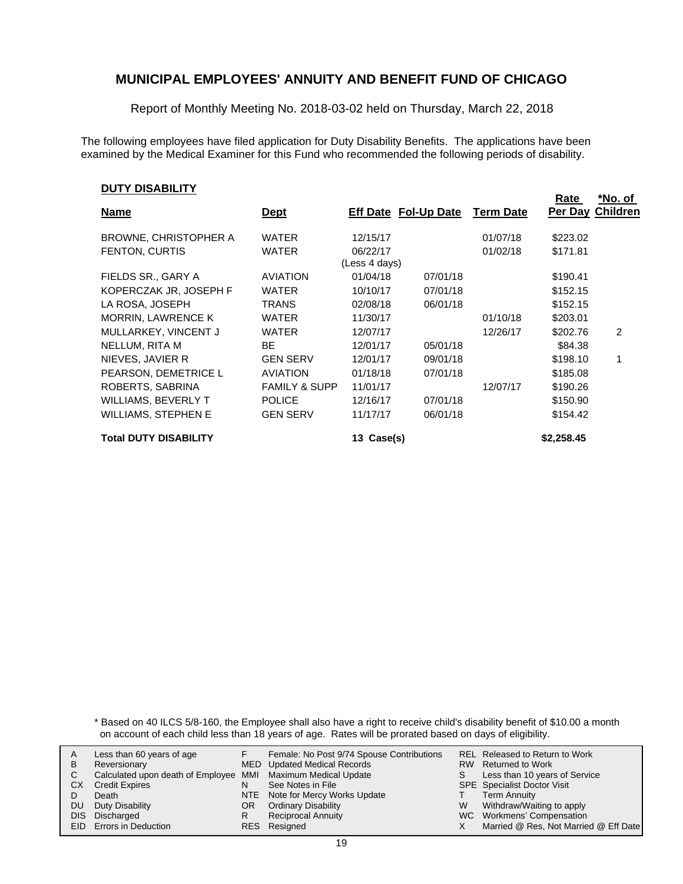# MUNICIPAL EMPLOYEES' ANNUITY AND BENEFIT FUND OF CHICAGO

Report of Monthly Meeting No. 2018-03-02 held on Thursday, March 22, 2018

The following employees have filed application for Duty Disability Benefits. The applications have been examined by the Medical Examiner for this Fund who recommended the following periods of disability.

## DUTY DISABILITY

| Name | Dept | Eff Date | Fol-Up Date | Term Date | Rate Per Day | *No. of Children |
|---|---|---|---|---|---|---|
| BROWNE, CHRISTOPHER A | WATER | 12/15/17 | | 01/07/18 | $223.02 | |
| FENTON, CURTIS | WATER | 06/22/17 (Less 4 days) | | 01/02/18 | $171.81 | |
| FIELDS SR., GARY A | AVIATION | 01/04/18 | 07/01/18 | | $190.41 | |
| KOPERCZAK JR, JOSEPH F | WATER | 10/10/17 | 07/01/18 | | $152.15 | |
| LA ROSA, JOSEPH | TRANS | 02/08/18 | 06/01/18 | | $152.15 | |
| MORRIN, LAWRENCE K | WATER | 11/30/17 | | 01/10/18 | $203.01 | |
| MULLARKEY, VINCENT J | WATER | 12/07/17 | | 12/26/17 | $202.76 | 2 |
| NELLUM, RITA M | BE | 12/01/17 | 05/01/18 | | $84.38 | |
| NIEVES, JAVIER R | GEN SERV | 12/01/17 | 09/01/18 | | $198.10 | 1 |
| PEARSON, DEMETRICE L | AVIATION | 01/18/18 | 07/01/18 | | $185.08 | |
| ROBERTS, SABRINA | FAMILY & SUPP | 11/01/17 | | 12/07/17 | $190.26 | |
| WILLIAMS, BEVERLY T | POLICE | 12/16/17 | 07/01/18 | | $150.90 | |
| WILLIAMS, STEPHEN E | GEN SERV | 11/17/17 | 06/01/18 | | $154.42 | |
| **Total DUTY DISABILITY** | | **13 Case(s)** | | | **$2,258.45** | |

\* Based on 40 ILCS 5/8-160, the Employee shall also have a right to receive child's disability benefit of $10.00 a month on account of each child less than 18 years of age. Rates will be prorated based on days of eligibility.

| | | | | | |
|---|---|---|---|---|---|
| A | Less than 60 years of age | F | Female: No Post 9/74 Spouse Contributions | REL | Released to Return to Work |
| B | Reversionary | MED | Updated Medical Records | RW | Returned to Work |
| C | Calculated upon death of Employee | MMI | Maximum Medical Update | S | Less than 10 years of Service |
| CX | Credit Expires | N | See Notes in File | SPE | Specialist Doctor Visit |
| D | Death | NTE | Note for Mercy Works Update | T | Term Annuity |
| DU | Duty Disability | OR | Ordinary Disability | W | Withdraw/Waiting to apply |
| DIS | Discharged | R | Reciprocal Annuity | WC | Workmens' Compensation |
| EID | Errors in Deduction | RES | Resigned | X | Married @ Res, Not Married @ Eff Date |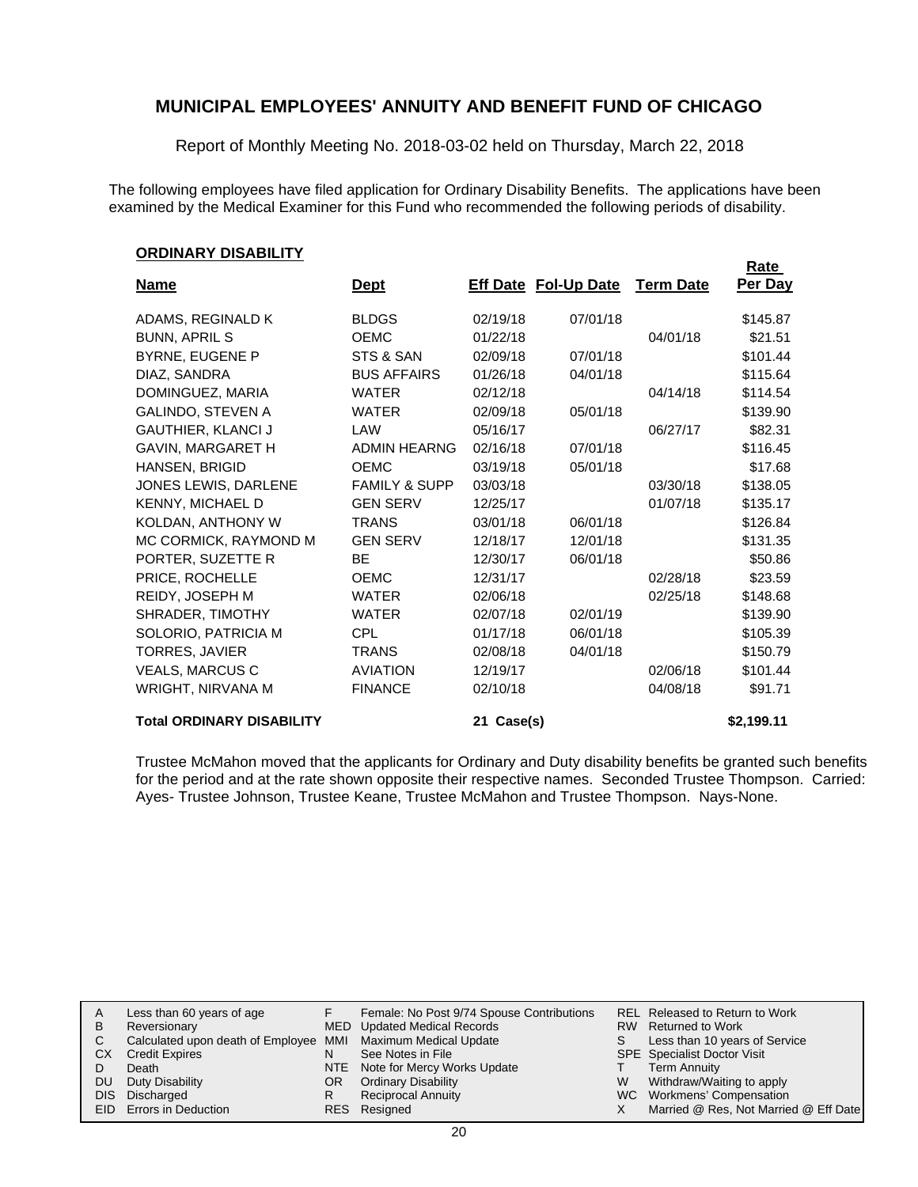# MUNICIPAL EMPLOYEES' ANNUITY AND BENEFIT FUND OF CHICAGO

Report of Monthly Meeting No. 2018-03-02 held on Thursday, March 22, 2018

The following employees have filed application for Ordinary Disability Benefits. The applications have been examined by the Medical Examiner for this Fund who recommended the following periods of disability.

**ORDINARY DISABILITY**

| Name | Dept | Eff Date | Fol-Up Date | Term Date | Rate Per Day |
|---|---|---|---|---|---|
| ADAMS, REGINALD K | BLDGS | 02/19/18 | 07/01/18 | | $145.87 |
| BUNN, APRIL S | OEMC | 01/22/18 | | 04/01/18 | $21.51 |
| BYRNE, EUGENE P | STS & SAN | 02/09/18 | 07/01/18 | | $101.44 |
| DIAZ, SANDRA | BUS AFFAIRS | 01/26/18 | 04/01/18 | | $115.64 |
| DOMINGUEZ, MARIA | WATER | 02/12/18 | | 04/14/18 | $114.54 |
| GALINDO, STEVEN A | WATER | 02/09/18 | 05/01/18 | | $139.90 |
| GAUTHIER, KLANCI J | LAW | 05/16/17 | | 06/27/17 | $82.31 |
| GAVIN, MARGARET H | ADMIN HEARNG | 02/16/18 | 07/01/18 | | $116.45 |
| HANSEN, BRIGID | OEMC | 03/19/18 | 05/01/18 | | $17.68 |
| JONES LEWIS, DARLENE | FAMILY & SUPP | 03/03/18 | | 03/30/18 | $138.05 |
| KENNY, MICHAEL D | GEN SERV | 12/25/17 | | 01/07/18 | $135.17 |
| KOLDAN, ANTHONY W | TRANS | 03/01/18 | 06/01/18 | | $126.84 |
| MC CORMICK, RAYMOND M | GEN SERV | 12/18/17 | 12/01/18 | | $131.35 |
| PORTER, SUZETTE R | BE | 12/30/17 | 06/01/18 | | $50.86 |
| PRICE, ROCHELLE | OEMC | 12/31/17 | | 02/28/18 | $23.59 |
| REIDY, JOSEPH M | WATER | 02/06/18 | | 02/25/18 | $148.68 |
| SHRADER, TIMOTHY | WATER | 02/07/18 | 02/01/19 | | $139.90 |
| SOLORIO, PATRICIA M | CPL | 01/17/18 | 06/01/18 | | $105.39 |
| TORRES, JAVIER | TRANS | 02/08/18 | 04/01/18 | | $150.79 |
| VEALS, MARCUS C | AVIATION | 12/19/17 | | 02/06/18 | $101.44 |
| WRIGHT, NIRVANA M | FINANCE | 02/10/18 | | 04/08/18 | $91.71 |
| **Total ORDINARY DISABILITY** | | **21 Case(s)** | | | **$2,199.11** |

Trustee McMahon moved that the applicants for Ordinary and Duty disability benefits be granted such benefits for the period and at the rate shown opposite their respective names. Seconded Trustee Thompson. Carried: Ayes- Trustee Johnson, Trustee Keane, Trustee McMahon and Trustee Thompson. Nays-None.

| | | | | | |
|---|---|---|---|---|---|
| A | Less than 60 years of age | F | Female: No Post 9/74 Spouse Contributions | REL | Released to Return to Work |
| B | Reversionary | MED | Updated Medical Records | RW | Returned to Work |
| C | Calculated upon death of Employee | MMI | Maximum Medical Update | S | Less than 10 years of Service |
| CX | Credit Expires | N | See Notes in File | SPE | Specialist Doctor Visit |
| D | Death | NTE | Note for Mercy Works Update | T | Term Annuity |
| DU | Duty Disability | OR | Ordinary Disability | W | Withdraw/Waiting to apply |
| DIS | Discharged | R | Reciprocal Annuity | WC | Workmens' Compensation |
| EID | Errors in Deduction | RES | Resigned | X | Married @ Res, Not Married @ Eff Date |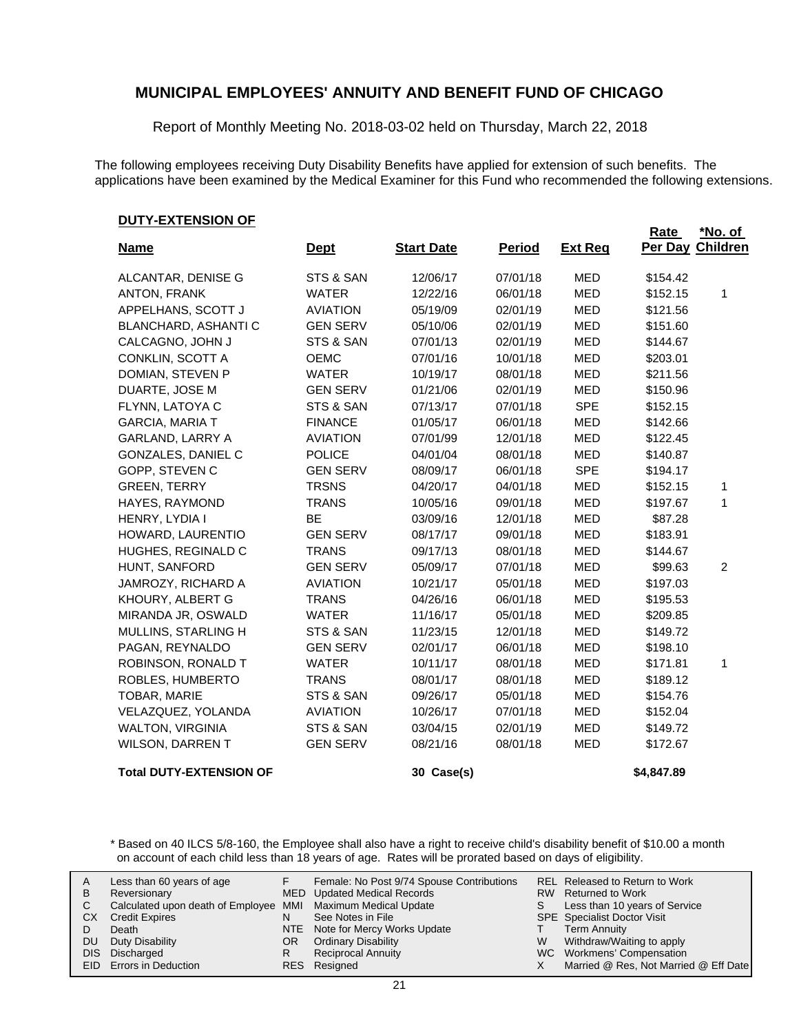# MUNICIPAL EMPLOYEES' ANNUITY AND BENEFIT FUND OF CHICAGO

Report of Monthly Meeting No. 2018-03-02 held on Thursday, March 22, 2018

The following employees receiving Duty Disability Benefits have applied for extension of such benefits. The applications have been examined by the Medical Examiner for this Fund who recommended the following extensions.

**DUTY-EXTENSION OF**

| Name | Dept | Start Date | Period | Ext Req | Rate Per Day | *No. of Children |
|---|---|---|---|---|---|---|
| ALCANTAR, DENISE G | STS & SAN | 12/06/17 | 07/01/18 | MED | $154.42 | |
| ANTON, FRANK | WATER | 12/22/16 | 06/01/18 | MED | $152.15 | 1 |
| APPELHANS, SCOTT J | AVIATION | 05/19/09 | 02/01/19 | MED | $121.56 | |
| BLANCHARD, ASHANTI C | GEN SERV | 05/10/06 | 02/01/19 | MED | $151.60 | |
| CALCAGNO, JOHN J | STS & SAN | 07/01/13 | 02/01/19 | MED | $144.67 | |
| CONKLIN, SCOTT A | OEMC | 07/01/16 | 10/01/18 | MED | $203.01 | |
| DOMIAN, STEVEN P | WATER | 10/19/17 | 08/01/18 | MED | $211.56 | |
| DUARTE, JOSE M | GEN SERV | 01/21/06 | 02/01/19 | MED | $150.96 | |
| FLYNN, LATOYA C | STS & SAN | 07/13/17 | 07/01/18 | SPE | $152.15 | |
| GARCIA, MARIA T | FINANCE | 01/05/17 | 06/01/18 | MED | $142.66 | |
| GARLAND, LARRY A | AVIATION | 07/01/99 | 12/01/18 | MED | $122.45 | |
| GONZALES, DANIEL C | POLICE | 04/01/04 | 08/01/18 | MED | $140.87 | |
| GOPP, STEVEN C | GEN SERV | 08/09/17 | 06/01/18 | SPE | $194.17 | |
| GREEN, TERRY | TRSNS | 04/20/17 | 04/01/18 | MED | $152.15 | 1 |
| HAYES, RAYMOND | TRANS | 10/05/16 | 09/01/18 | MED | $197.67 | 1 |
| HENRY, LYDIA I | BE | 03/09/16 | 12/01/18 | MED | $87.28 | |
| HOWARD, LAURENTIO | GEN SERV | 08/17/17 | 09/01/18 | MED | $183.91 | |
| HUGHES, REGINALD C | TRANS | 09/17/13 | 08/01/18 | MED | $144.67 | |
| HUNT, SANFORD | GEN SERV | 05/09/17 | 07/01/18 | MED | $99.63 | 2 |
| JAMROZY, RICHARD A | AVIATION | 10/21/17 | 05/01/18 | MED | $197.03 | |
| KHOURY, ALBERT G | TRANS | 04/26/16 | 06/01/18 | MED | $195.53 | |
| MIRANDA JR, OSWALD | WATER | 11/16/17 | 05/01/18 | MED | $209.85 | |
| MULLINS, STARLING H | STS & SAN | 11/23/15 | 12/01/18 | MED | $149.72 | |
| PAGAN, REYNALDO | GEN SERV | 02/01/17 | 06/01/18 | MED | $198.10 | |
| ROBINSON, RONALD T | WATER | 10/11/17 | 08/01/18 | MED | $171.81 | 1 |
| ROBLES, HUMBERTO | TRANS | 08/01/17 | 08/01/18 | MED | $189.12 | |
| TOBAR, MARIE | STS & SAN | 09/26/17 | 05/01/18 | MED | $154.76 | |
| VELAZQUEZ, YOLANDA | AVIATION | 10/26/17 | 07/01/18 | MED | $152.04 | |
| WALTON, VIRGINIA | STS & SAN | 03/04/15 | 02/01/19 | MED | $149.72 | |
| WILSON, DARREN T | GEN SERV | 08/21/16 | 08/01/18 | MED | $172.67 | |
| **Total DUTY-EXTENSION OF** | | **30 Case(s)** | | | **$4,847.89** | |

\* Based on 40 ILCS 5/8-160, the Employee shall also have a right to receive child's disability benefit of $10.00 a month on account of each child less than 18 years of age. Rates will be prorated based on days of eligibility.

| | | | | | |
|---|---|---|---|---|---|
| A | Less than 60 years of age | F | Female: No Post 9/74 Spouse Contributions | REL | Released to Return to Work |
| B | Reversionary | MED | Updated Medical Records | RW | Returned to Work |
| C | Calculated upon death of Employee | MMI | Maximum Medical Update | S | Less than 10 years of Service |
| CX | Credit Expires | N | See Notes in File | SPE | Specialist Doctor Visit |
| D | Death | NTE | Note for Mercy Works Update | T | Term Annuity |
| DU | Duty Disability | OR | Ordinary Disability | W | Withdraw/Waiting to apply |
| DIS | Discharged | R | Reciprocal Annuity | WC | Workmens' Compensation |
| EID | Errors in Deduction | RES | Resigned | X | Married @ Res, Not Married @ Eff Date |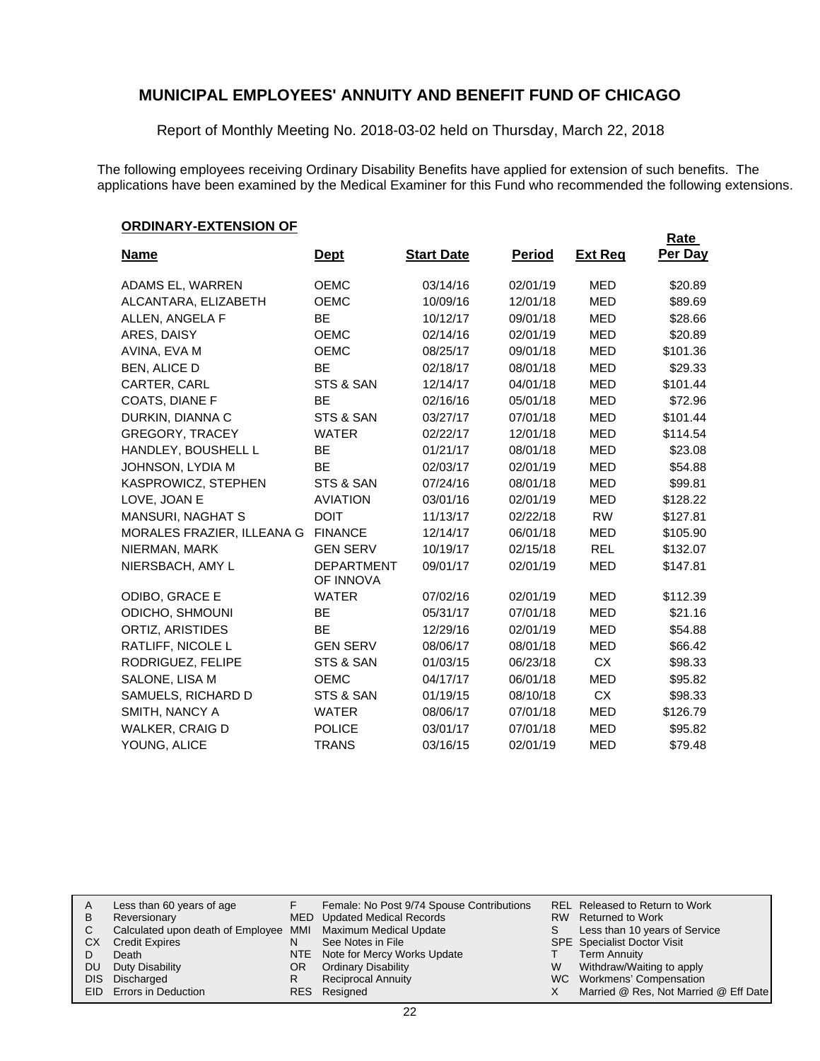# MUNICIPAL EMPLOYEES' ANNUITY AND BENEFIT FUND OF CHICAGO

Report of Monthly Meeting No. 2018-03-02 held on Thursday, March 22, 2018

The following employees receiving Ordinary Disability Benefits have applied for extension of such benefits. The applications have been examined by the Medical Examiner for this Fund who recommended the following extensions.

**ORDINARY-EXTENSION OF**

| Name | Dept | Start Date | Period | Ext Req | Rate Per Day |
|---|---|---|---|---|---|
| ADAMS EL, WARREN | OEMC | 03/14/16 | 02/01/19 | MED | $20.89 |
| ALCANTARA, ELIZABETH | OEMC | 10/09/16 | 12/01/18 | MED | $89.69 |
| ALLEN, ANGELA F | BE | 10/12/17 | 09/01/18 | MED | $28.66 |
| ARES, DAISY | OEMC | 02/14/16 | 02/01/19 | MED | $20.89 |
| AVINA, EVA M | OEMC | 08/25/17 | 09/01/18 | MED | $101.36 |
| BEN, ALICE D | BE | 02/18/17 | 08/01/18 | MED | $29.33 |
| CARTER, CARL | STS & SAN | 12/14/17 | 04/01/18 | MED | $101.44 |
| COATS, DIANE F | BE | 02/16/16 | 05/01/18 | MED | $72.96 |
| DURKIN, DIANNA C | STS & SAN | 03/27/17 | 07/01/18 | MED | $101.44 |
| GREGORY, TRACEY | WATER | 02/22/17 | 12/01/18 | MED | $114.54 |
| HANDLEY, BOUSHELL L | BE | 01/21/17 | 08/01/18 | MED | $23.08 |
| JOHNSON, LYDIA M | BE | 02/03/17 | 02/01/19 | MED | $54.88 |
| KASPROWICZ, STEPHEN | STS & SAN | 07/24/16 | 08/01/18 | MED | $99.81 |
| LOVE, JOAN E | AVIATION | 03/01/16 | 02/01/19 | MED | $128.22 |
| MANSURI, NAGHAT S | DOIT | 11/13/17 | 02/22/18 | RW | $127.81 |
| MORALES FRAZIER, ILLEANA G | FINANCE | 12/14/17 | 06/01/18 | MED | $105.90 |
| NIERMAN, MARK | GEN SERV | 10/19/17 | 02/15/18 | REL | $132.07 |
| NIERSBACH, AMY L | DEPARTMENT OF INNOVA | 09/01/17 | 02/01/19 | MED | $147.81 |
| ODIBO, GRACE E | WATER | 07/02/16 | 02/01/19 | MED | $112.39 |
| ODICHO, SHMOUNI | BE | 05/31/17 | 07/01/18 | MED | $21.16 |
| ORTIZ, ARISTIDES | BE | 12/29/16 | 02/01/19 | MED | $54.88 |
| RATLIFF, NICOLE L | GEN SERV | 08/06/17 | 08/01/18 | MED | $66.42 |
| RODRIGUEZ, FELIPE | STS & SAN | 01/03/15 | 06/23/18 | CX | $98.33 |
| SALONE, LISA M | OEMC | 04/17/17 | 06/01/18 | MED | $95.82 |
| SAMUELS, RICHARD D | STS & SAN | 01/19/15 | 08/10/18 | CX | $98.33 |
| SMITH, NANCY A | WATER | 08/06/17 | 07/01/18 | MED | $126.79 |
| WALKER, CRAIG D | POLICE | 03/01/17 | 07/01/18 | MED | $95.82 |
| YOUNG, ALICE | TRANS | 03/16/15 | 02/01/19 | MED | $79.48 |

| | | | | | |
|---|---|---|---|---|---|
| A | Less than 60 years of age | F | Female: No Post 9/74 Spouse Contributions | REL | Released to Return to Work |
| B | Reversionary | MED | Updated Medical Records | RW | Returned to Work |
| C | Calculated upon death of Employee | MMI | Maximum Medical Update | S | Less than 10 years of Service |
| CX | Credit Expires | N | See Notes in File | SPE | Specialist Doctor Visit |
| D | Death | NTE | Note for Mercy Works Update | T | Term Annuity |
| DU | Duty Disability | OR | Ordinary Disability | W | Withdraw/Waiting to apply |
| DIS | Discharged | R | Reciprocal Annuity | WC | Workmens' Compensation |
| EID | Errors in Deduction | RES | Resigned | X | Married @ Res, Not Married @ Eff Date |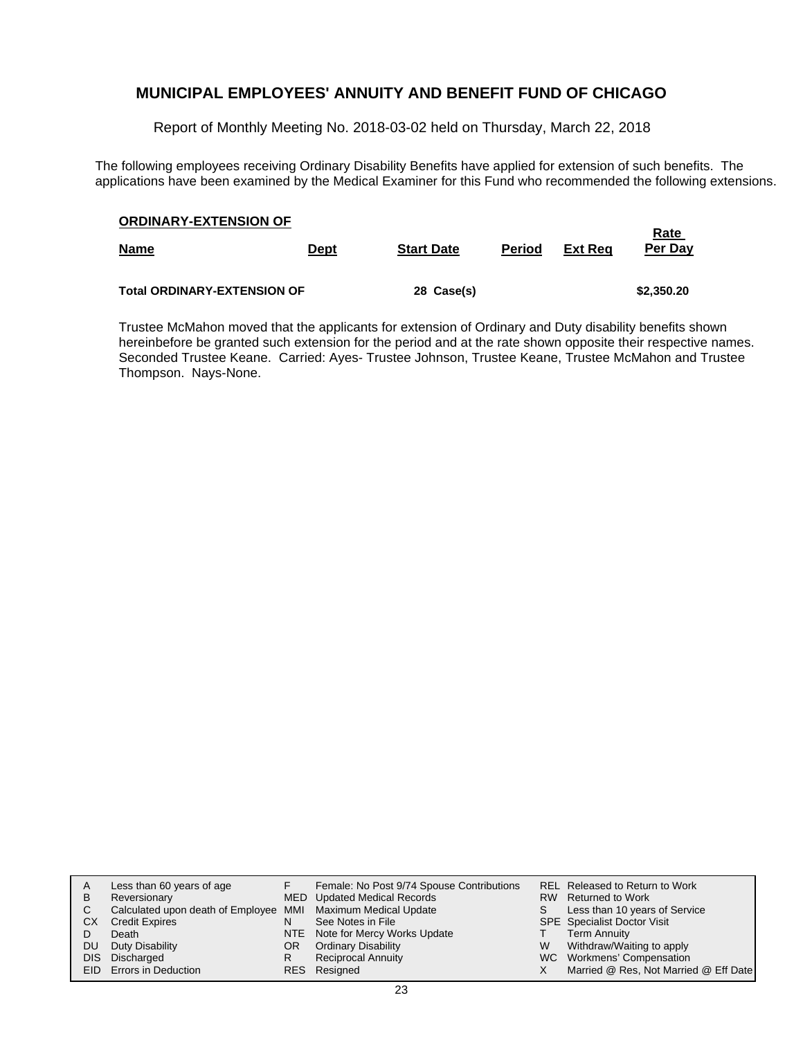# MUNICIPAL EMPLOYEES' ANNUITY AND BENEFIT FUND OF CHICAGO

Report of Monthly Meeting No. 2018-03-02 held on Thursday, March 22, 2018

The following employees receiving Ordinary Disability Benefits have applied for extension of such benefits. The applications have been examined by the Medical Examiner for this Fund who recommended the following extensions.

**ORDINARY-EXTENSION OF**

| Name | Dept | Start Date | Period | Ext Req | Rate Per Day |
|---|---|---|---|---|---|
| **Total ORDINARY-EXTENSION OF** | | **28 Case(s)** | | | **$2,350.20** |

Trustee McMahon moved that the applicants for extension of Ordinary and Duty disability benefits shown hereinbefore be granted such extension for the period and at the rate shown opposite their respective names. Seconded Trustee Keane. Carried: Ayes- Trustee Johnson, Trustee Keane, Trustee McMahon and Trustee Thompson. Nays-None.

| | | | | | |
|---|---|---|---|---|---|
| A | Less than 60 years of age | F | Female: No Post 9/74 Spouse Contributions | REL | Released to Return to Work |
| B | Reversionary | MED | Updated Medical Records | RW | Returned to Work |
| C | Calculated upon death of Employee | MMI | Maximum Medical Update | S | Less than 10 years of Service |
| CX | Credit Expires | N | See Notes in File | SPE | Specialist Doctor Visit |
| D | Death | NTE | Note for Mercy Works Update | T | Term Annuity |
| DU | Duty Disability | OR | Ordinary Disability | W | Withdraw/Waiting to apply |
| DIS | Discharged | R | Reciprocal Annuity | WC | Workmens' Compensation |
| EID | Errors in Deduction | RES | Resigned | X | Married @ Res, Not Married @ Eff Date |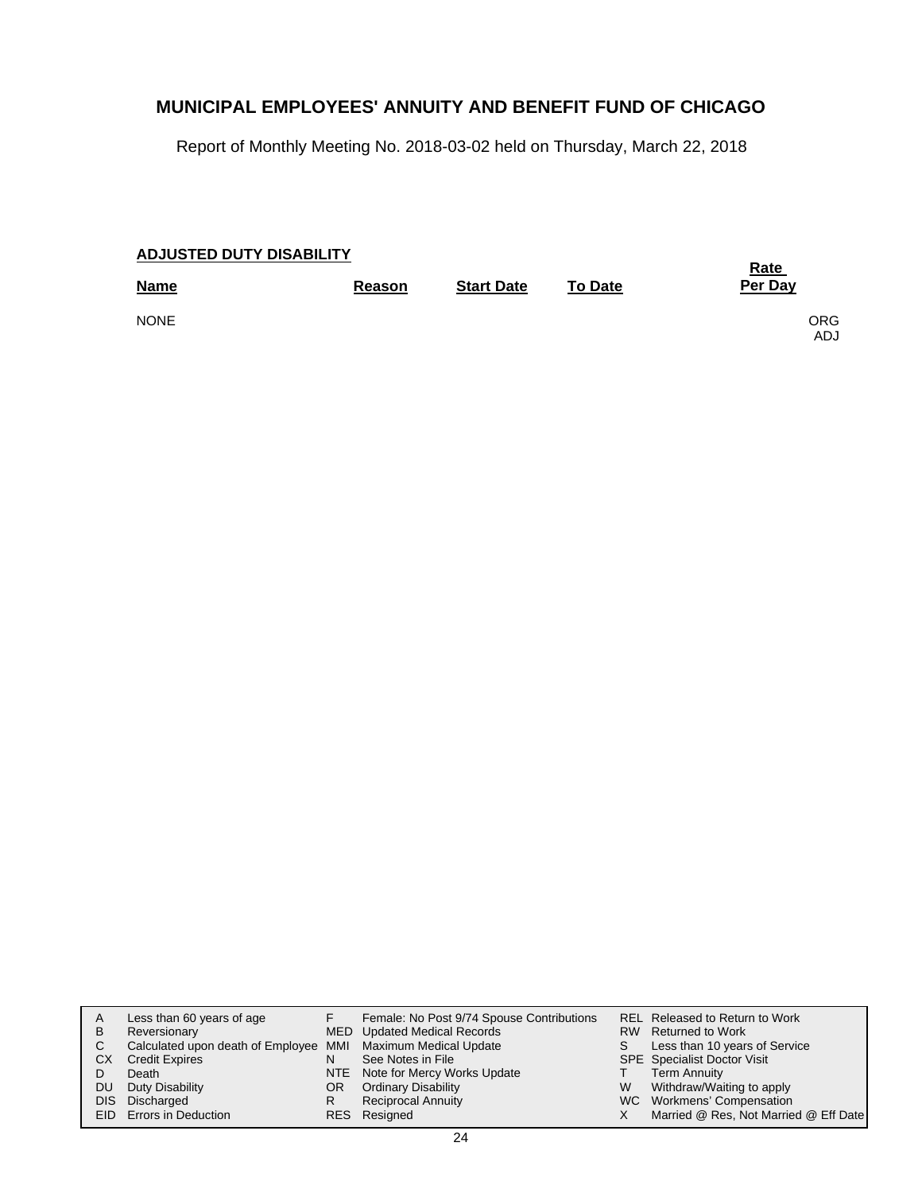# MUNICIPAL EMPLOYEES' ANNUITY AND BENEFIT FUND OF CHICAGO

Report of Monthly Meeting No. 2018-03-02 held on Thursday, March 22, 2018

**ADJUSTED DUTY DISABILITY**

| Name | Reason | Start Date | To Date | Rate Per Day | |
|---|---|---|---|---|---|
| NONE | | | | | ORG ADJ |

| | | | | | |
|---|---|---|---|---|---|
| A | Less than 60 years of age | F | Female: No Post 9/74 Spouse Contributions | REL | Released to Return to Work |
| B | Reversionary | MED | Updated Medical Records | RW | Returned to Work |
| C | Calculated upon death of Employee | MMI | Maximum Medical Update | S | Less than 10 years of Service |
| CX | Credit Expires | N | See Notes in File | SPE | Specialist Doctor Visit |
| D | Death | NTE | Note for Mercy Works Update | T | Term Annuity |
| DU | Duty Disability | OR | Ordinary Disability | W | Withdraw/Waiting to apply |
| DIS | Discharged | R | Reciprocal Annuity | WC | Workmens' Compensation |
| EID | Errors in Deduction | RES | Resigned | X | Married @ Res, Not Married @ Eff Date |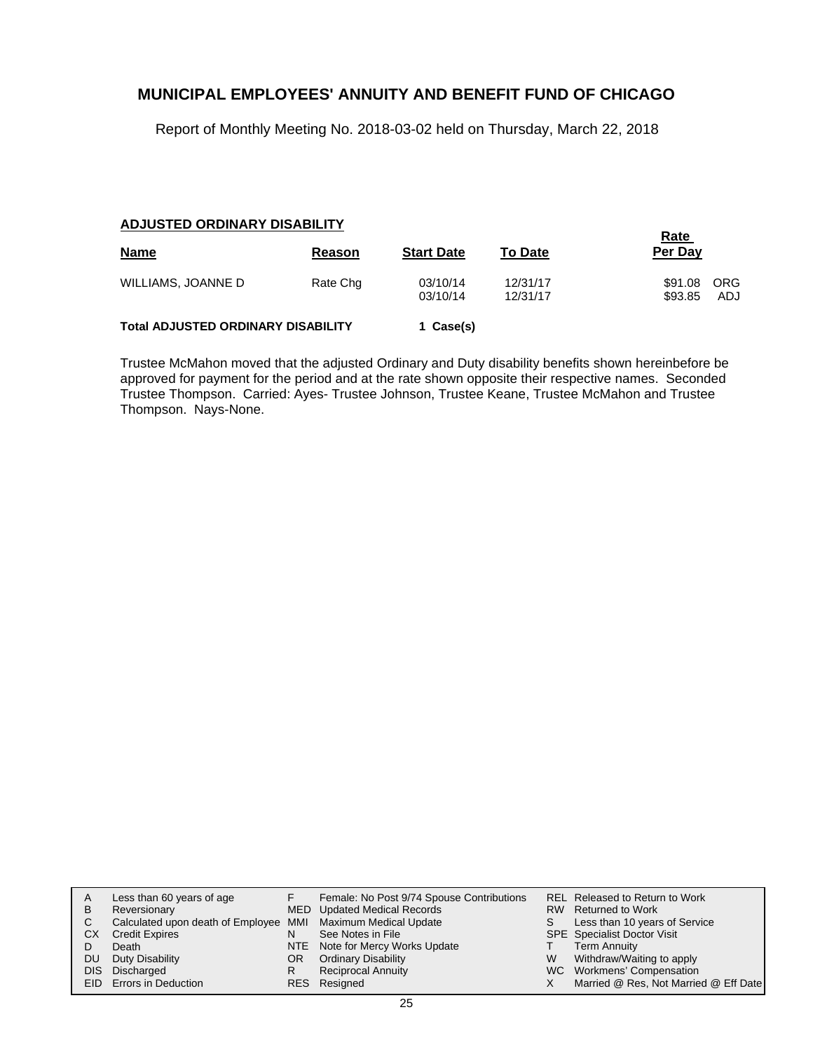# MUNICIPAL EMPLOYEES' ANNUITY AND BENEFIT FUND OF CHICAGO

Report of Monthly Meeting No. 2018-03-02 held on Thursday, March 22, 2018

### ADJUSTED ORDINARY DISABILITY

| Name | Reason | Start Date | To Date | Rate Per Day | |
|---|---|---|---|---|---|
| WILLIAMS, JOANNE D | Rate Chg | 03/10/14 | 12/31/17 | $91.08 | ORG |
| | | 03/10/14 | 12/31/17 | $93.85 | ADJ |

**Total ADJUSTED ORDINARY DISABILITY** **1 Case(s)**

Trustee McMahon moved that the adjusted Ordinary and Duty disability benefits shown hereinbefore be approved for payment for the period and at the rate shown opposite their respective names. Seconded Trustee Thompson. Carried: Ayes- Trustee Johnson, Trustee Keane, Trustee McMahon and Trustee Thompson. Nays-None.

| | | | | | |
|---|---|---|---|---|---|
| A | Less than 60 years of age | F | Female: No Post 9/74 Spouse Contributions | REL | Released to Return to Work |
| B | Reversionary | MED | Updated Medical Records | RW | Returned to Work |
| C | Calculated upon death of Employee | MMI | Maximum Medical Update | S | Less than 10 years of Service |
| CX | Credit Expires | N | See Notes in File | SPE | Specialist Doctor Visit |
| D | Death | NTE | Note for Mercy Works Update | T | Term Annuity |
| DU | Duty Disability | OR | Ordinary Disability | W | Withdraw/Waiting to apply |
| DIS | Discharged | R | Reciprocal Annuity | WC | Workmens' Compensation |
| EID | Errors in Deduction | RES | Resigned | X | Married @ Res, Not Married @ Eff Date |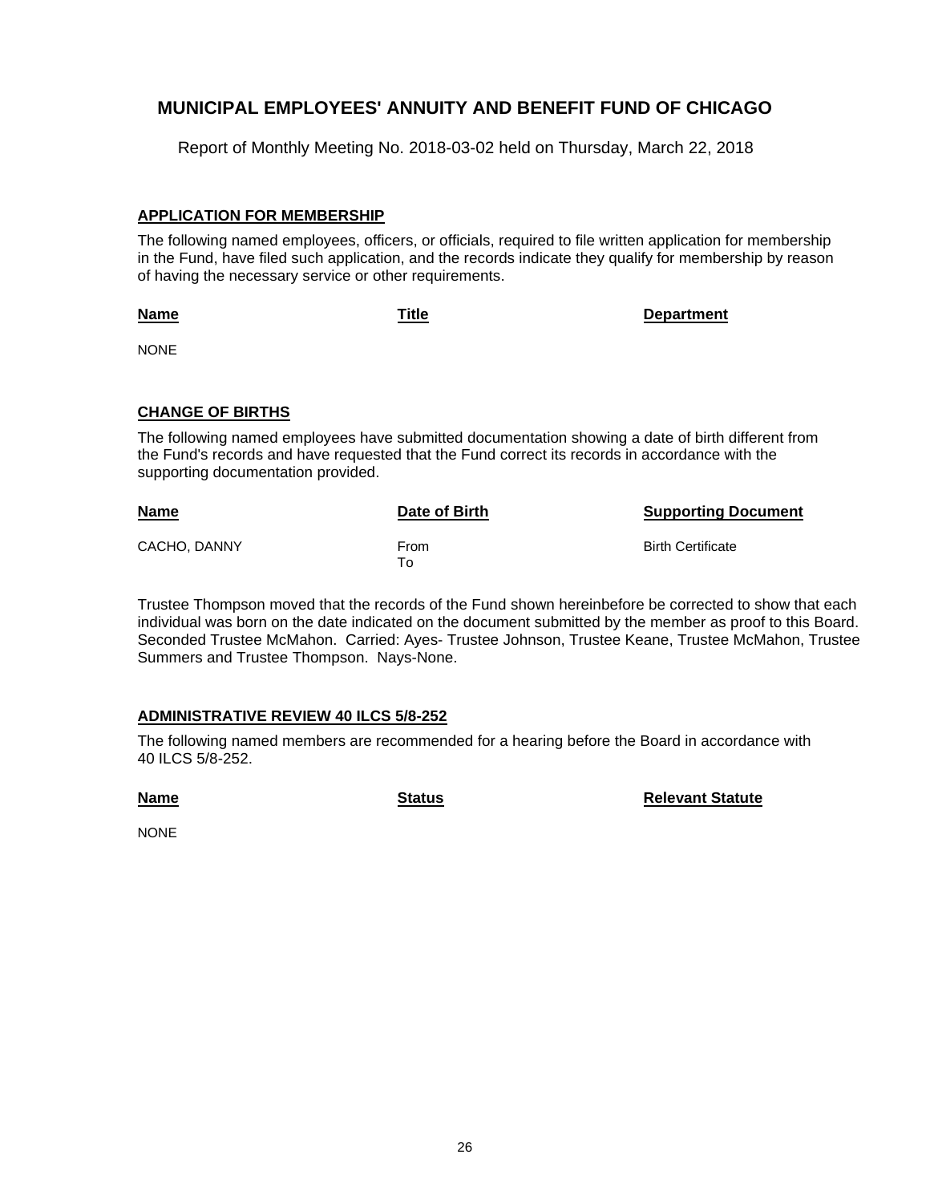# MUNICIPAL EMPLOYEES' ANNUITY AND BENEFIT FUND OF CHICAGO

Report of Monthly Meeting No. 2018-03-02 held on Thursday, March 22, 2018

## APPLICATION FOR MEMBERSHIP

The following named employees, officers, or officials, required to file written application for membership in the Fund, have filed such application, and the records indicate they qualify for membership by reason of having the necessary service or other requirements.

| Name | Title | Department |
|---|---|---|
| NONE | | |

## CHANGE OF BIRTHS

The following named employees have submitted documentation showing a date of birth different from the Fund's records and have requested that the Fund correct its records in accordance with the supporting documentation provided.

| Name | Date of Birth | Supporting Document |
|---|---|---|
| CACHO, DANNY | From<br>To | Birth Certificate |

Trustee Thompson moved that the records of the Fund shown hereinbefore be corrected to show that each individual was born on the date indicated on the document submitted by the member as proof to this Board. Seconded Trustee McMahon. Carried: Ayes- Trustee Johnson, Trustee Keane, Trustee McMahon, Trustee Summers and Trustee Thompson. Nays-None.

## ADMINISTRATIVE REVIEW 40 ILCS 5/8-252

The following named members are recommended for a hearing before the Board in accordance with 40 ILCS 5/8-252.

| Name | Status | Relevant Statute |
|---|---|---|
| NONE | | |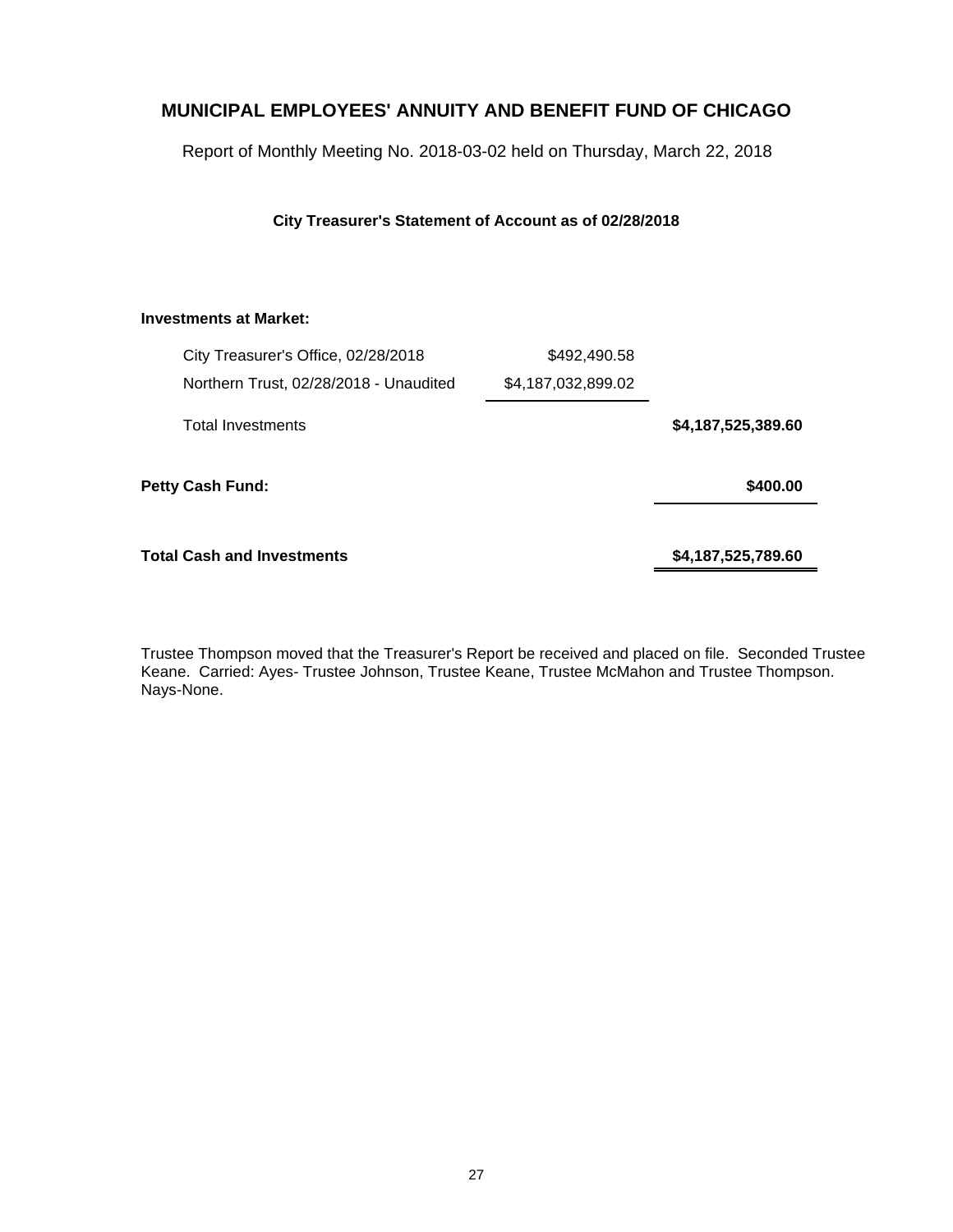## MUNICIPAL EMPLOYEES' ANNUITY AND BENEFIT FUND OF CHICAGO

Report of Monthly Meeting No. 2018-03-02 held on Thursday, March 22, 2018

**City Treasurer's Statement of Account as of 02/28/2018**

| | | |
|---|---|---|
| **Investments at Market:** | | |
| City Treasurer's Office, 02/28/2018 | $492,490.58 | |
| Northern Trust, 02/28/2018 - Unaudited | $4,187,032,899.02 | |
| Total Investments | | **$4,187,525,389.60** |
| **Petty Cash Fund:** | | **$400.00** |
| **Total Cash and Investments** | | **$4,187,525,789.60** |

Trustee Thompson moved that the Treasurer's Report be received and placed on file. Seconded Trustee Keane. Carried: Ayes- Trustee Johnson, Trustee Keane, Trustee McMahon and Trustee Thompson. Nays-None.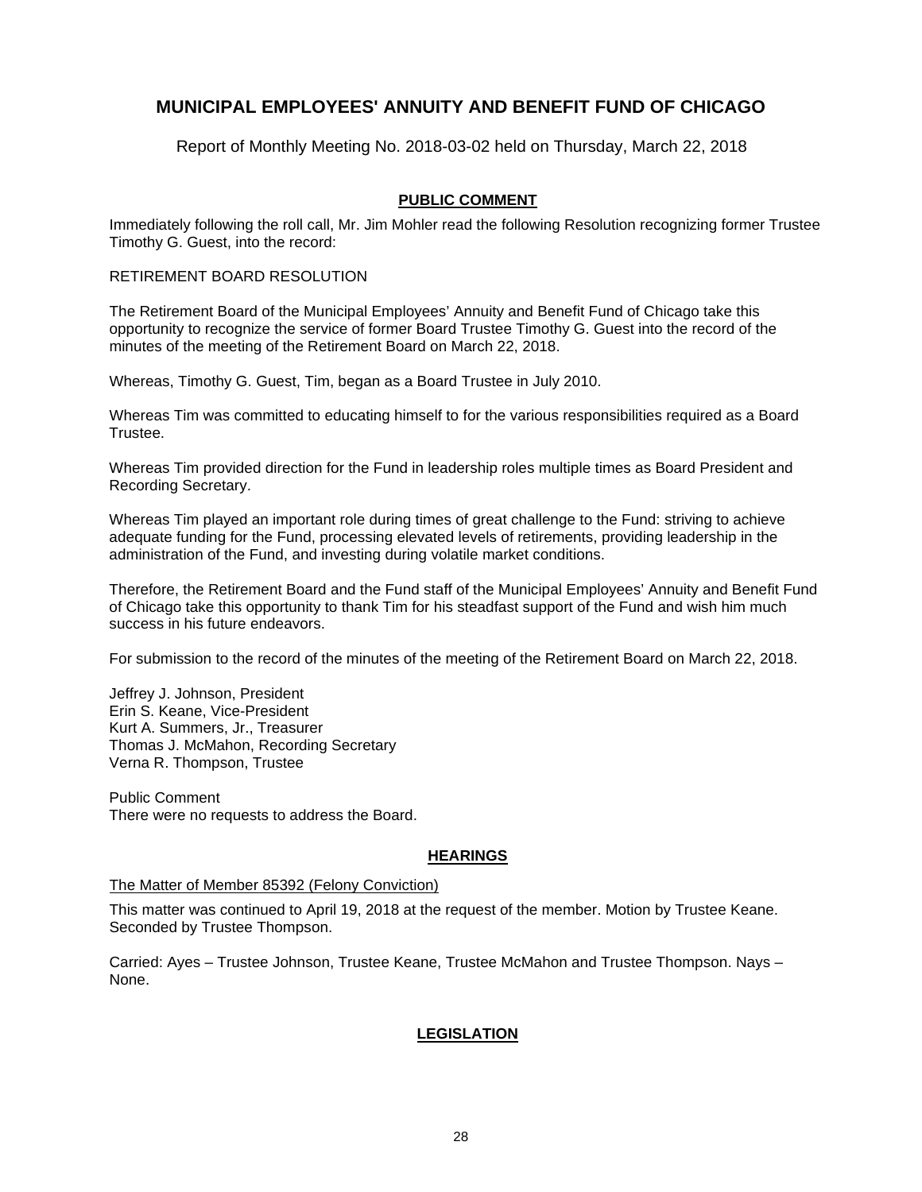# MUNICIPAL EMPLOYEES' ANNUITY AND BENEFIT FUND OF CHICAGO

Report of Monthly Meeting No. 2018-03-02 held on Thursday, March 22, 2018

## PUBLIC COMMENT

Immediately following the roll call, Mr. Jim Mohler read the following Resolution recognizing former Trustee Timothy G. Guest, into the record:

RETIREMENT BOARD RESOLUTION

The Retirement Board of the Municipal Employees' Annuity and Benefit Fund of Chicago take this opportunity to recognize the service of former Board Trustee Timothy G. Guest into the record of the minutes of the meeting of the Retirement Board on March 22, 2018.

Whereas, Timothy G. Guest, Tim, began as a Board Trustee in July 2010.

Whereas Tim was committed to educating himself to for the various responsibilities required as a Board Trustee.

Whereas Tim provided direction for the Fund in leadership roles multiple times as Board President and Recording Secretary.

Whereas Tim played an important role during times of great challenge to the Fund: striving to achieve adequate funding for the Fund, processing elevated levels of retirements, providing leadership in the administration of the Fund, and investing during volatile market conditions.

Therefore, the Retirement Board and the Fund staff of the Municipal Employees' Annuity and Benefit Fund of Chicago take this opportunity to thank Tim for his steadfast support of the Fund and wish him much success in his future endeavors.

For submission to the record of the minutes of the meeting of the Retirement Board on March 22, 2018.

Jeffrey J. Johnson, President
Erin S. Keane, Vice-President
Kurt A. Summers, Jr., Treasurer
Thomas J. McMahon, Recording Secretary
Verna R. Thompson, Trustee

Public Comment
There were no requests to address the Board.

## HEARINGS

The Matter of Member 85392 (Felony Conviction)

This matter was continued to April 19, 2018 at the request of the member. Motion by Trustee Keane. Seconded by Trustee Thompson.

Carried: Ayes – Trustee Johnson, Trustee Keane, Trustee McMahon and Trustee Thompson. Nays – None.

## LEGISLATION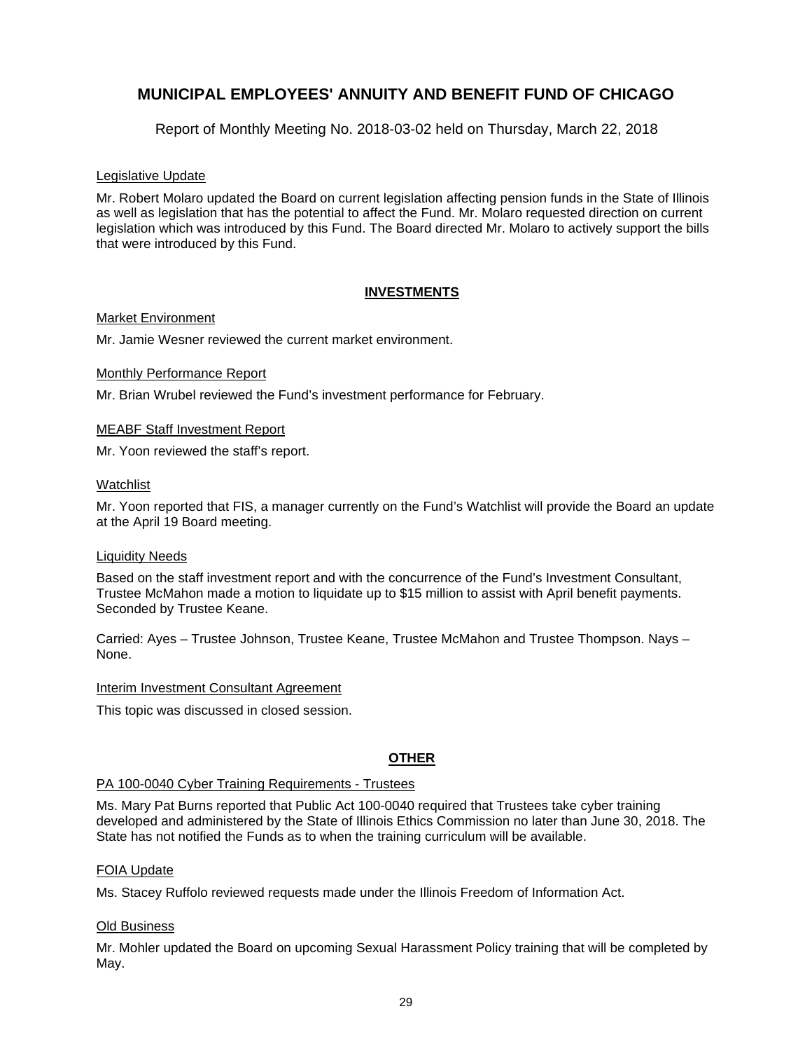# MUNICIPAL EMPLOYEES' ANNUITY AND BENEFIT FUND OF CHICAGO

Report of Monthly Meeting No. 2018-03-02 held on Thursday, March 22, 2018

Legislative Update

Mr. Robert Molaro updated the Board on current legislation affecting pension funds in the State of Illinois as well as legislation that has the potential to affect the Fund. Mr. Molaro requested direction on current legislation which was introduced by this Fund. The Board directed Mr. Molaro to actively support the bills that were introduced by this Fund.

## INVESTMENTS

Market Environment

Mr. Jamie Wesner reviewed the current market environment.

Monthly Performance Report

Mr. Brian Wrubel reviewed the Fund's investment performance for February.

MEABF Staff Investment Report

Mr. Yoon reviewed the staff's report.

Watchlist

Mr. Yoon reported that FIS, a manager currently on the Fund's Watchlist will provide the Board an update at the April 19 Board meeting.

Liquidity Needs

Based on the staff investment report and with the concurrence of the Fund's Investment Consultant, Trustee McMahon made a motion to liquidate up to $15 million to assist with April benefit payments. Seconded by Trustee Keane.

Carried: Ayes – Trustee Johnson, Trustee Keane, Trustee McMahon and Trustee Thompson. Nays – None.

Interim Investment Consultant Agreement

This topic was discussed in closed session.

## OTHER

PA 100-0040 Cyber Training Requirements - Trustees

Ms. Mary Pat Burns reported that Public Act 100-0040 required that Trustees take cyber training developed and administered by the State of Illinois Ethics Commission no later than June 30, 2018. The State has not notified the Funds as to when the training curriculum will be available.

FOIA Update

Ms. Stacey Ruffolo reviewed requests made under the Illinois Freedom of Information Act.

Old Business

Mr. Mohler updated the Board on upcoming Sexual Harassment Policy training that will be completed by May.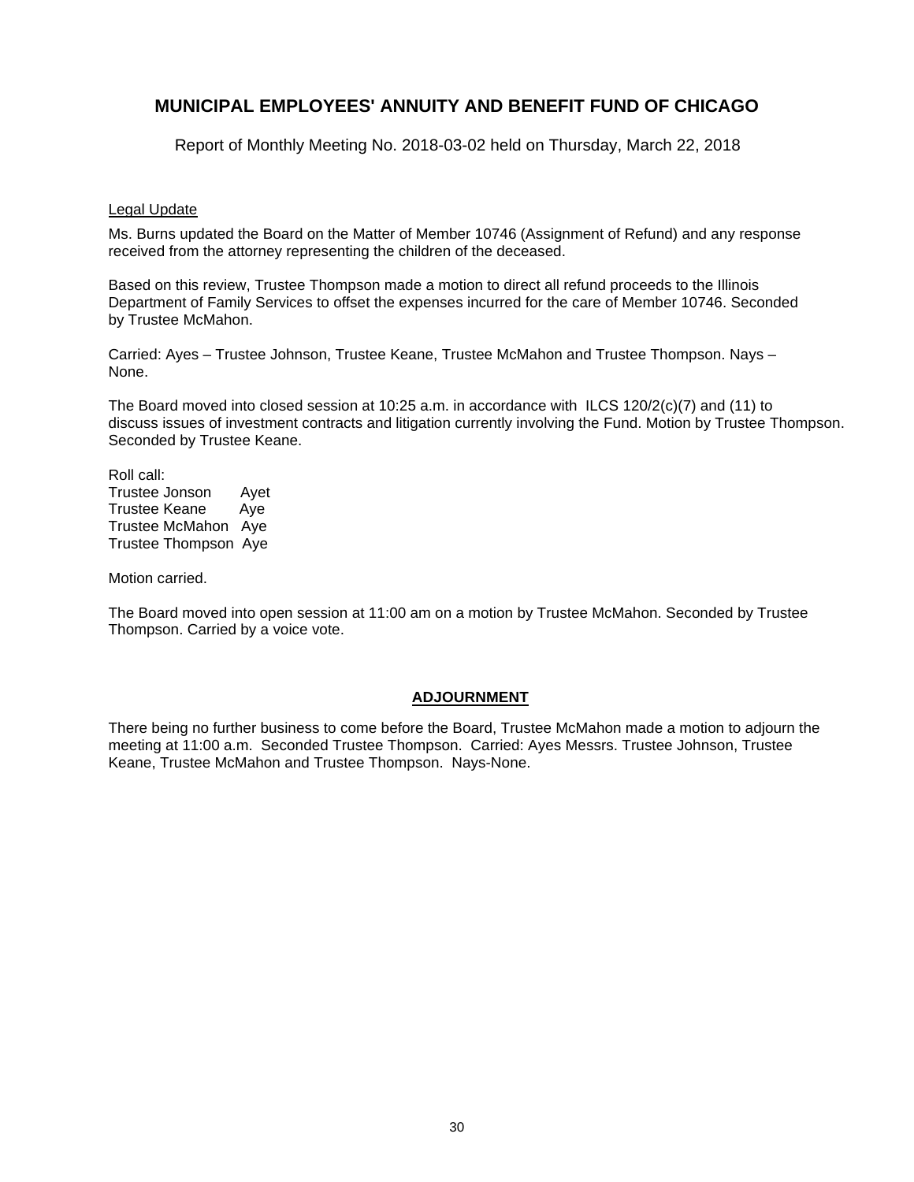# MUNICIPAL EMPLOYEES' ANNUITY AND BENEFIT FUND OF CHICAGO

Report of Monthly Meeting No. 2018-03-02 held on Thursday, March 22, 2018

Legal Update

Ms. Burns updated the Board on the Matter of Member 10746 (Assignment of Refund) and any response received from the attorney representing the children of the deceased.

Based on this review, Trustee Thompson made a motion to direct all refund proceeds to the Illinois Department of Family Services to offset the expenses incurred for the care of Member 10746. Seconded by Trustee McMahon.

Carried: Ayes – Trustee Johnson, Trustee Keane, Trustee McMahon and Trustee Thompson. Nays – None.

The Board moved into closed session at 10:25 a.m. in accordance with ILCS 120/2(c)(7) and (11) to discuss issues of investment contracts and litigation currently involving the Fund. Motion by Trustee Thompson. Seconded by Trustee Keane.

Roll call:
Trustee Jonson Ayet
Trustee Keane Aye
Trustee McMahon Aye
Trustee Thompson Aye

Motion carried.

The Board moved into open session at 11:00 am on a motion by Trustee McMahon. Seconded by Trustee Thompson. Carried by a voice vote.

## ADJOURNMENT

There being no further business to come before the Board, Trustee McMahon made a motion to adjourn the meeting at 11:00 a.m. Seconded Trustee Thompson. Carried: Ayes Messrs. Trustee Johnson, Trustee Keane, Trustee McMahon and Trustee Thompson. Nays-None.